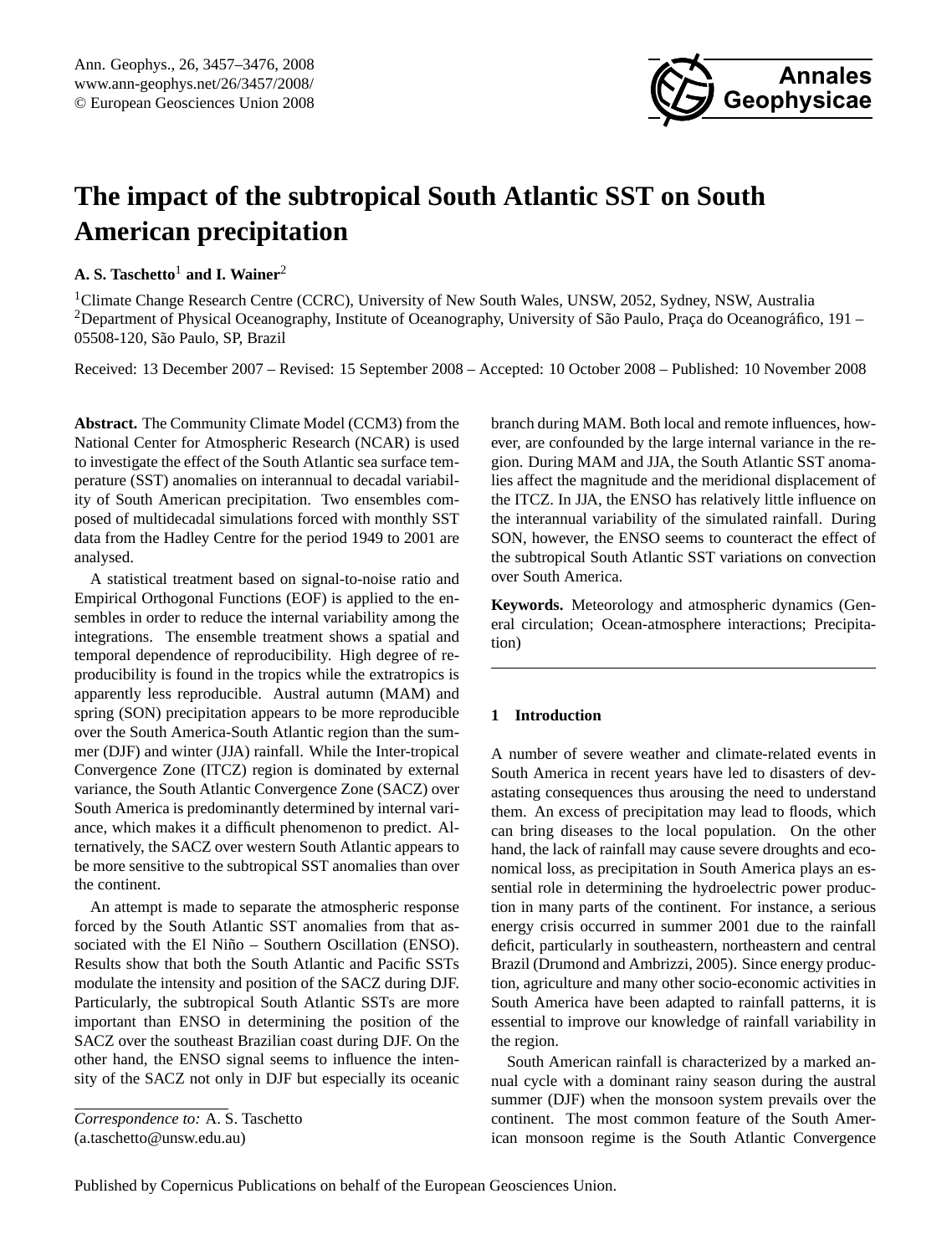# The impact of the subtropical South Atlantic SST on South American precipitation

**A. S. Taschetto**[1] **and I. Wainer**[2]

[1]Climate Change Research Centre (CCRC), University of New South Wales, UNSW, 2052, Sydney, NSW, Australia
[2]Department of Physical Oceanography, Institute of Oceanography, University of São Paulo, Praça do Oceanográfico, 191 – 05508-120, São Paulo, SP, Brazil

Received: 13 December 2007 – Revised: 15 September 2008 – Accepted: 10 October 2008 – Published: 10 November 2008

**Abstract.** The Community Climate Model (CCM3) from the National Center for Atmospheric Research (NCAR) is used to investigate the effect of the South Atlantic sea surface temperature (SST) anomalies on interannual to decadal variability of South American precipitation. Two ensembles composed of multidecadal simulations forced with monthly SST data from the Hadley Centre for the period 1949 to 2001 are analysed.

A statistical treatment based on signal-to-noise ratio and Empirical Orthogonal Functions (EOF) is applied to the ensembles in order to reduce the internal variability among the integrations. The ensemble treatment shows a spatial and temporal dependence of reproducibility. High degree of reproducibility is found in the tropics while the extratropics is apparently less reproducible. Austral autumn (MAM) and spring (SON) precipitation appears to be more reproducible over the South America-South Atlantic region than the summer (DJF) and winter (JJA) rainfall. While the Inter-tropical Convergence Zone (ITCZ) region is dominated by external variance, the South Atlantic Convergence Zone (SACZ) over South America is predominantly determined by internal variance, which makes it a difficult phenomenon to predict. Alternatively, the SACZ over western South Atlantic appears to be more sensitive to the subtropical SST anomalies than over the continent.

An attempt is made to separate the atmospheric response forced by the South Atlantic SST anomalies from that associated with the El Niño – Southern Oscillation (ENSO). Results show that both the South Atlantic and Pacific SSTs modulate the intensity and position of the SACZ during DJF. Particularly, the subtropical South Atlantic SSTs are more important than ENSO in determining the position of the SACZ over the southeast Brazilian coast during DJF. On the other hand, the ENSO signal seems to influence the intensity of the SACZ not only in DJF but especially its oceanic branch during MAM. Both local and remote influences, however, are confounded by the large internal variance in the region. During MAM and JJA, the South Atlantic SST anomalies affect the magnitude and the meridional displacement of the ITCZ. In JJA, the ENSO has relatively little influence on the interannual variability of the simulated rainfall. During SON, however, the ENSO seems to counteract the effect of the subtropical South Atlantic SST variations on convection over South America.

**Keywords.** Meteorology and atmospheric dynamics (General circulation; Ocean-atmosphere interactions; Precipitation)

*Correspondence to:* A. S. Taschetto
(a.taschetto@unsw.edu.au)

## 1 Introduction

A number of severe weather and climate-related events in South America in recent years have led to disasters of devastating consequences thus arousing the need to understand them. An excess of precipitation may lead to floods, which can bring diseases to the local population. On the other hand, the lack of rainfall may cause severe droughts and economical loss, as precipitation in South America plays an essential role in determining the hydroelectric power production in many parts of the continent. For instance, a serious energy crisis occurred in summer 2001 due to the rainfall deficit, particularly in southeastern, northeastern and central Brazil (Drumond and Ambrizzi, 2005). Since energy production, agriculture and many other socio-economic activities in South America have been adapted to rainfall patterns, it is essential to improve our knowledge of rainfall variability in the region.

South American rainfall is characterized by a marked annual cycle with a dominant rainy season during the austral summer (DJF) when the monsoon system prevails over the continent. The most common feature of the South American monsoon regime is the South Atlantic Convergence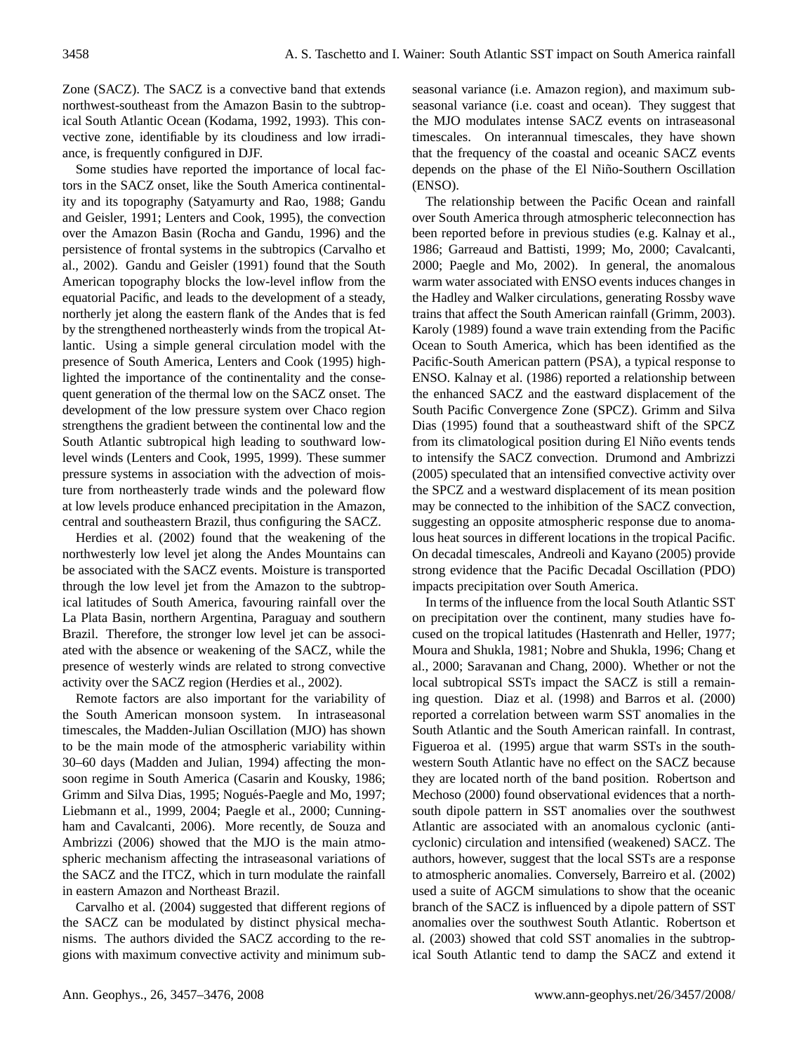Zone (SACZ). The SACZ is a convective band that extends northwest-southeast from the Amazon Basin to the subtropical South Atlantic Ocean (Kodama, 1992, 1993). This convective zone, identifiable by its cloudiness and low irradiance, is frequently configured in DJF.

Some studies have reported the importance of local factors in the SACZ onset, like the South America continentality and its topography (Satyamurty and Rao, 1988; Gandu and Geisler, 1991; Lenters and Cook, 1995), the convection over the Amazon Basin (Rocha and Gandu, 1996) and the persistence of frontal systems in the subtropics (Carvalho et al., 2002). Gandu and Geisler (1991) found that the South American topography blocks the low-level inflow from the equatorial Pacific, and leads to the development of a steady, northerly jet along the eastern flank of the Andes that is fed by the strengthened northeasterly winds from the tropical Atlantic. Using a simple general circulation model with the presence of South America, Lenters and Cook (1995) highlighted the importance of the continentality and the consequent generation of the thermal low on the SACZ onset. The development of the low pressure system over Chaco region strengthens the gradient between the continental low and the South Atlantic subtropical high leading to southward low-level winds (Lenters and Cook, 1995, 1999). These summer pressure systems in association with the advection of moisture from northeasterly trade winds and the poleward flow at low levels produce enhanced precipitation in the Amazon, central and southeastern Brazil, thus configuring the SACZ.

Herdies et al. (2002) found that the weakening of the northwesterly low level jet along the Andes Mountains can be associated with the SACZ events. Moisture is transported through the low level jet from the Amazon to the subtropical latitudes of South America, favouring rainfall over the La Plata Basin, northern Argentina, Paraguay and southern Brazil. Therefore, the stronger low level jet can be associated with the absence or weakening of the SACZ, while the presence of westerly winds are related to strong convective activity over the SACZ region (Herdies et al., 2002).

Remote factors are also important for the variability of the South American monsoon system. In intraseasonal timescales, the Madden-Julian Oscillation (MJO) has shown to be the main mode of the atmospheric variability within 30–60 days (Madden and Julian, 1994) affecting the monsoon regime in South America (Casarin and Kousky, 1986; Grimm and Silva Dias, 1995; Nogués-Paegle and Mo, 1997; Liebmann et al., 1999, 2004; Paegle et al., 2000; Cunningham and Cavalcanti, 2006). More recently, de Souza and Ambrizzi (2006) showed that the MJO is the main atmospheric mechanism affecting the intraseasonal variations of the SACZ and the ITCZ, which in turn modulate the rainfall in eastern Amazon and Northeast Brazil.

Carvalho et al. (2004) suggested that different regions of the SACZ can be modulated by distinct physical mechanisms. The authors divided the SACZ according to the regions with maximum convective activity and minimum subseasonal variance (i.e. Amazon region), and maximum subseasonal variance (i.e. coast and ocean). They suggest that the MJO modulates intense SACZ events on intraseasonal timescales. On interannual timescales, they have shown that the frequency of the coastal and oceanic SACZ events depends on the phase of the El Niño-Southern Oscillation (ENSO).

The relationship between the Pacific Ocean and rainfall over South America through atmospheric teleconnection has been reported before in previous studies (e.g. Kalnay et al., 1986; Garreaud and Battisti, 1999; Mo, 2000; Cavalcanti, 2000; Paegle and Mo, 2002). In general, the anomalous warm water associated with ENSO events induces changes in the Hadley and Walker circulations, generating Rossby wave trains that affect the South American rainfall (Grimm, 2003). Karoly (1989) found a wave train extending from the Pacific Ocean to South America, which has been identified as the Pacific-South American pattern (PSA), a typical response to ENSO. Kalnay et al. (1986) reported a relationship between the enhanced SACZ and the eastward displacement of the South Pacific Convergence Zone (SPCZ). Grimm and Silva Dias (1995) found that a southeastward shift of the SPCZ from its climatological position during El Niño events tends to intensify the SACZ convection. Drumond and Ambrizzi (2005) speculated that an intensified convective activity over the SPCZ and a westward displacement of its mean position may be connected to the inhibition of the SACZ convection, suggesting an opposite atmospheric response due to anomalous heat sources in different locations in the tropical Pacific. On decadal timescales, Andreoli and Kayano (2005) provide strong evidence that the Pacific Decadal Oscillation (PDO) impacts precipitation over South America.

In terms of the influence from the local South Atlantic SST on precipitation over the continent, many studies have focused on the tropical latitudes (Hastenrath and Heller, 1977; Moura and Shukla, 1981; Nobre and Shukla, 1996; Chang et al., 2000; Saravanan and Chang, 2000). Whether or not the local subtropical SSTs impact the SACZ is still a remaining question. Diaz et al. (1998) and Barros et al. (2000) reported a correlation between warm SST anomalies in the South Atlantic and the South American rainfall. In contrast, Figueroa et al. (1995) argue that warm SSTs in the southwestern South Atlantic have no effect on the SACZ because they are located north of the band position. Robertson and Mechoso (2000) found observational evidences that a north-south dipole pattern in SST anomalies over the southwest Atlantic are associated with an anomalous cyclonic (anticyclonic) circulation and intensified (weakened) SACZ. The authors, however, suggest that the local SSTs are a response to atmospheric anomalies. Conversely, Barreiro et al. (2002) used a suite of AGCM simulations to show that the oceanic branch of the SACZ is influenced by a dipole pattern of SST anomalies over the southwest South Atlantic. Robertson et al. (2003) showed that cold SST anomalies in the subtropical South Atlantic tend to damp the SACZ and extend it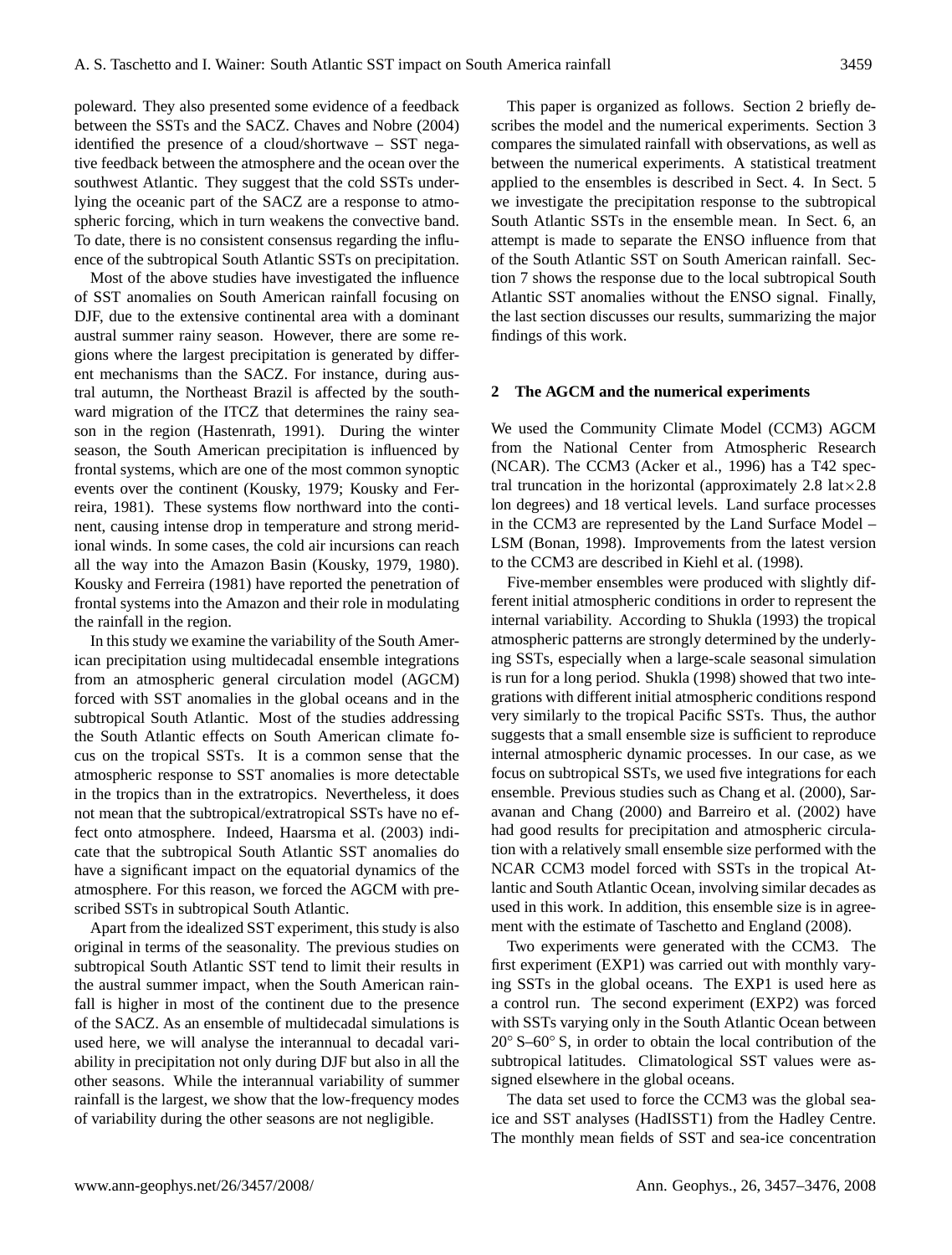poleward. They also presented some evidence of a feedback between the SSTs and the SACZ. Chaves and Nobre (2004) identified the presence of a cloud/shortwave – SST negative feedback between the atmosphere and the ocean over the southwest Atlantic. They suggest that the cold SSTs underlying the oceanic part of the SACZ are a response to atmospheric forcing, which in turn weakens the convective band. To date, there is no consistent consensus regarding the influence of the subtropical South Atlantic SSTs on precipitation.

Most of the above studies have investigated the influence of SST anomalies on South American rainfall focusing on DJF, due to the extensive continental area with a dominant austral summer rainy season. However, there are some regions where the largest precipitation is generated by different mechanisms than the SACZ. For instance, during austral autumn, the Northeast Brazil is affected by the southward migration of the ITCZ that determines the rainy season in the region (Hastenrath, 1991). During the winter season, the South American precipitation is influenced by frontal systems, which are one of the most common synoptic events over the continent (Kousky, 1979; Kousky and Ferreira, 1981). These systems flow northward into the continent, causing intense drop in temperature and strong meridional winds. In some cases, the cold air incursions can reach all the way into the Amazon Basin (Kousky, 1979, 1980). Kousky and Ferreira (1981) have reported the penetration of frontal systems into the Amazon and their role in modulating the rainfall in the region.

In this study we examine the variability of the South American precipitation using multidecadal ensemble integrations from an atmospheric general circulation model (AGCM) forced with SST anomalies in the global oceans and in the subtropical South Atlantic. Most of the studies addressing the South Atlantic effects on South American climate focus on the tropical SSTs. It is a common sense that the atmospheric response to SST anomalies is more detectable in the tropics than in the extratropics. Nevertheless, it does not mean that the subtropical/extratropical SSTs have no effect onto atmosphere. Indeed, Haarsma et al. (2003) indicate that the subtropical South Atlantic SST anomalies do have a significant impact on the equatorial dynamics of the atmosphere. For this reason, we forced the AGCM with prescribed SSTs in subtropical South Atlantic.

Apart from the idealized SST experiment, this study is also original in terms of the seasonality. The previous studies on subtropical South Atlantic SST tend to limit their results in the austral summer impact, when the South American rainfall is higher in most of the continent due to the presence of the SACZ. As an ensemble of multidecadal simulations is used here, we will analyse the interannual to decadal variability in precipitation not only during DJF but also in all the other seasons. While the interannual variability of summer rainfall is the largest, we show that the low-frequency modes of variability during the other seasons are not negligible.

This paper is organized as follows. Section 2 briefly describes the model and the numerical experiments. Section 3 compares the simulated rainfall with observations, as well as between the numerical experiments. A statistical treatment applied to the ensembles is described in Sect. 4. In Sect. 5 we investigate the precipitation response to the subtropical South Atlantic SSTs in the ensemble mean. In Sect. 6, an attempt is made to separate the ENSO influence from that of the South Atlantic SST on South American rainfall. Section 7 shows the response due to the local subtropical South Atlantic SST anomalies without the ENSO signal. Finally, the last section discusses our results, summarizing the major findings of this work.

## 2 The AGCM and the numerical experiments

We used the Community Climate Model (CCM3) AGCM from the National Center from Atmospheric Research (NCAR). The CCM3 (Acker et al., 1996) has a T42 spectral truncation in the horizontal (approximately 2.8 lat$\times$2.8 lon degrees) and 18 vertical levels. Land surface processes in the CCM3 are represented by the Land Surface Model – LSM (Bonan, 1998). Improvements from the latest version to the CCM3 are described in Kiehl et al. (1998).

Five-member ensembles were produced with slightly different initial atmospheric conditions in order to represent the internal variability. According to Shukla (1993) the tropical atmospheric patterns are strongly determined by the underlying SSTs, especially when a large-scale seasonal simulation is run for a long period. Shukla (1998) showed that two integrations with different initial atmospheric conditions respond very similarly to the tropical Pacific SSTs. Thus, the author suggests that a small ensemble size is sufficient to reproduce internal atmospheric dynamic processes. In our case, as we focus on subtropical SSTs, we used five integrations for each ensemble. Previous studies such as Chang et al. (2000), Saravanan and Chang (2000) and Barreiro et al. (2002) have had good results for precipitation and atmospheric circulation with a relatively small ensemble size performed with the NCAR CCM3 model forced with SSTs in the tropical Atlantic and South Atlantic Ocean, involving similar decades as used in this work. In addition, this ensemble size is in agreement with the estimate of Taschetto and England (2008).

Two experiments were generated with the CCM3. The first experiment (EXP1) was carried out with monthly varying SSTs in the global oceans. The EXP1 is used here as a control run. The second experiment (EXP2) was forced with SSTs varying only in the South Atlantic Ocean between 20° S–60° S, in order to obtain the local contribution of the subtropical latitudes. Climatological SST values were assigned elsewhere in the global oceans.

The data set used to force the CCM3 was the global sea-ice and SST analyses (HadISST1) from the Hadley Centre. The monthly mean fields of SST and sea-ice concentration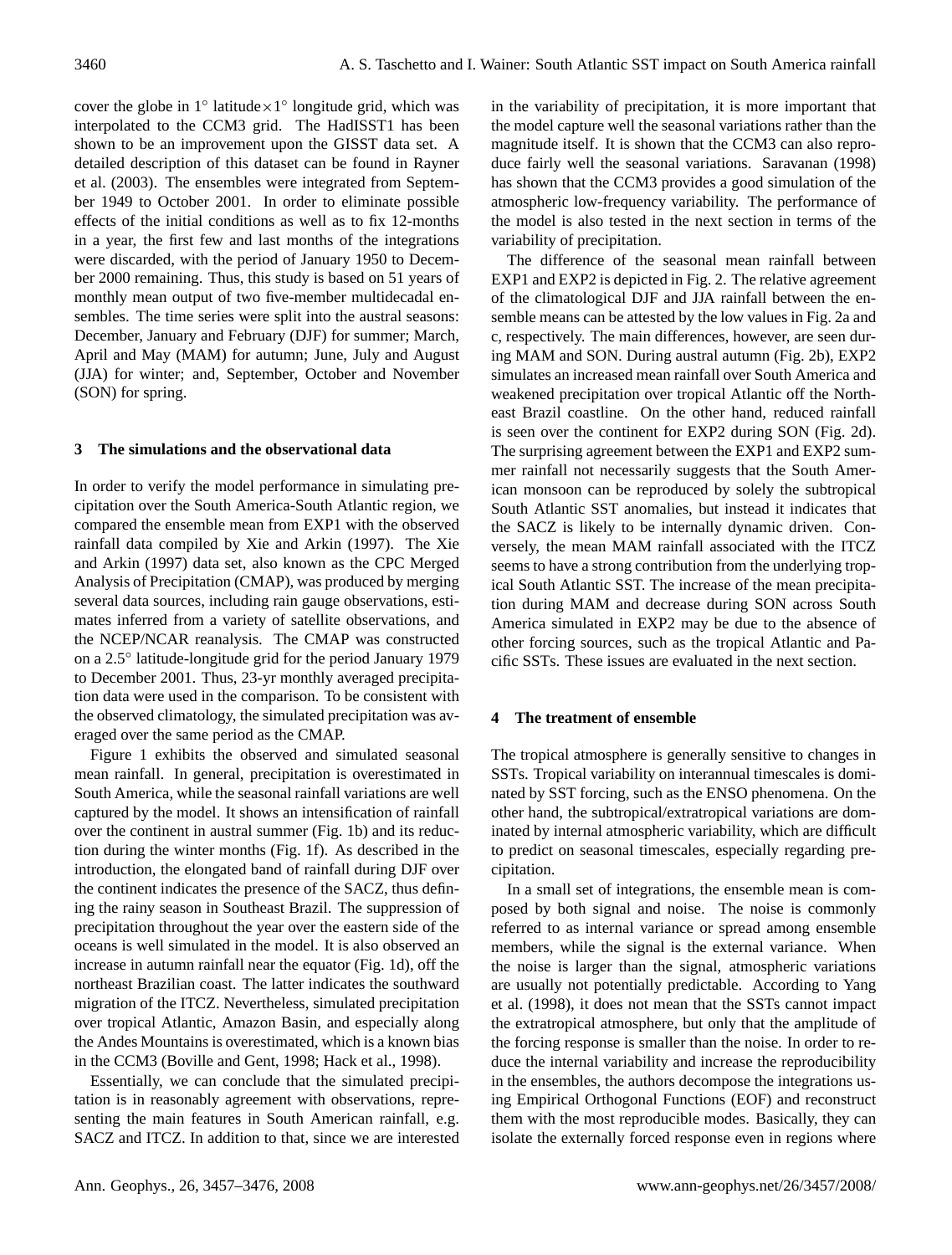cover the globe in 1° latitude×1° longitude grid, which was interpolated to the CCM3 grid. The HadISST1 has been shown to be an improvement upon the GISST data set. A detailed description of this dataset can be found in Rayner et al. (2003). The ensembles were integrated from September 1949 to October 2001. In order to eliminate possible effects of the initial conditions as well as to fix 12-months in a year, the first few and last months of the integrations were discarded, with the period of January 1950 to December 2000 remaining. Thus, this study is based on 51 years of monthly mean output of two five-member multidecadal ensembles. The time series were split into the austral seasons: December, January and February (DJF) for summer; March, April and May (MAM) for autumn; June, July and August (JJA) for winter; and, September, October and November (SON) for spring.

## 3 The simulations and the observational data

In order to verify the model performance in simulating precipitation over the South America-South Atlantic region, we compared the ensemble mean from EXP1 with the observed rainfall data compiled by Xie and Arkin (1997). The Xie and Arkin (1997) data set, also known as the CPC Merged Analysis of Precipitation (CMAP), was produced by merging several data sources, including rain gauge observations, estimates inferred from a variety of satellite observations, and the NCEP/NCAR reanalysis. The CMAP was constructed on a 2.5° latitude-longitude grid for the period January 1979 to December 2001. Thus, 23-yr monthly averaged precipitation data were used in the comparison. To be consistent with the observed climatology, the simulated precipitation was averaged over the same period as the CMAP.

Figure 1 exhibits the observed and simulated seasonal mean rainfall. In general, precipitation is overestimated in South America, while the seasonal rainfall variations are well captured by the model. It shows an intensification of rainfall over the continent in austral summer (Fig. 1b) and its reduction during the winter months (Fig. 1f). As described in the introduction, the elongated band of rainfall during DJF over the continent indicates the presence of the SACZ, thus defining the rainy season in Southeast Brazil. The suppression of precipitation throughout the year over the eastern side of the oceans is well simulated in the model. It is also observed an increase in autumn rainfall near the equator (Fig. 1d), off the northeast Brazilian coast. The latter indicates the southward migration of the ITCZ. Nevertheless, simulated precipitation over tropical Atlantic, Amazon Basin, and especially along the Andes Mountains is overestimated, which is a known bias in the CCM3 (Boville and Gent, 1998; Hack et al., 1998).

Essentially, we can conclude that the simulated precipitation is in reasonably agreement with observations, representing the main features in South American rainfall, e.g. SACZ and ITCZ. In addition to that, since we are interested in the variability of precipitation, it is more important that the model capture well the seasonal variations rather than the magnitude itself. It is shown that the CCM3 can also reproduce fairly well the seasonal variations. Saravanan (1998) has shown that the CCM3 provides a good simulation of the atmospheric low-frequency variability. The performance of the model is also tested in the next section in terms of the variability of precipitation.

The difference of the seasonal mean rainfall between EXP1 and EXP2 is depicted in Fig. 2. The relative agreement of the climatological DJF and JJA rainfall between the ensemble means can be attested by the low values in Fig. 2a and c, respectively. The main differences, however, are seen during MAM and SON. During austral autumn (Fig. 2b), EXP2 simulates an increased mean rainfall over South America and weakened precipitation over tropical Atlantic off the Northeast Brazil coastline. On the other hand, reduced rainfall is seen over the continent for EXP2 during SON (Fig. 2d). The surprising agreement between the EXP1 and EXP2 summer rainfall not necessarily suggests that the South American monsoon can be reproduced by solely the subtropical South Atlantic SST anomalies, but instead it indicates that the SACZ is likely to be internally dynamic driven. Conversely, the mean MAM rainfall associated with the ITCZ seems to have a strong contribution from the underlying tropical South Atlantic SST. The increase of the mean precipitation during MAM and decrease during SON across South America simulated in EXP2 may be due to the absence of other forcing sources, such as the tropical Atlantic and Pacific SSTs. These issues are evaluated in the next section.

## 4 The treatment of ensemble

The tropical atmosphere is generally sensitive to changes in SSTs. Tropical variability on interannual timescales is dominated by SST forcing, such as the ENSO phenomena. On the other hand, the subtropical/extratropical variations are dominated by internal atmospheric variability, which are difficult to predict on seasonal timescales, especially regarding precipitation.

In a small set of integrations, the ensemble mean is composed by both signal and noise. The noise is commonly referred to as internal variance or spread among ensemble members, while the signal is the external variance. When the noise is larger than the signal, atmospheric variations are usually not potentially predictable. According to Yang et al. (1998), it does not mean that the SSTs cannot impact the extratropical atmosphere, but only that the amplitude of the forcing response is smaller than the noise. In order to reduce the internal variability and increase the reproducibility in the ensembles, the authors decompose the integrations using Empirical Orthogonal Functions (EOF) and reconstruct them with the most reproducible modes. Basically, they can isolate the externally forced response even in regions where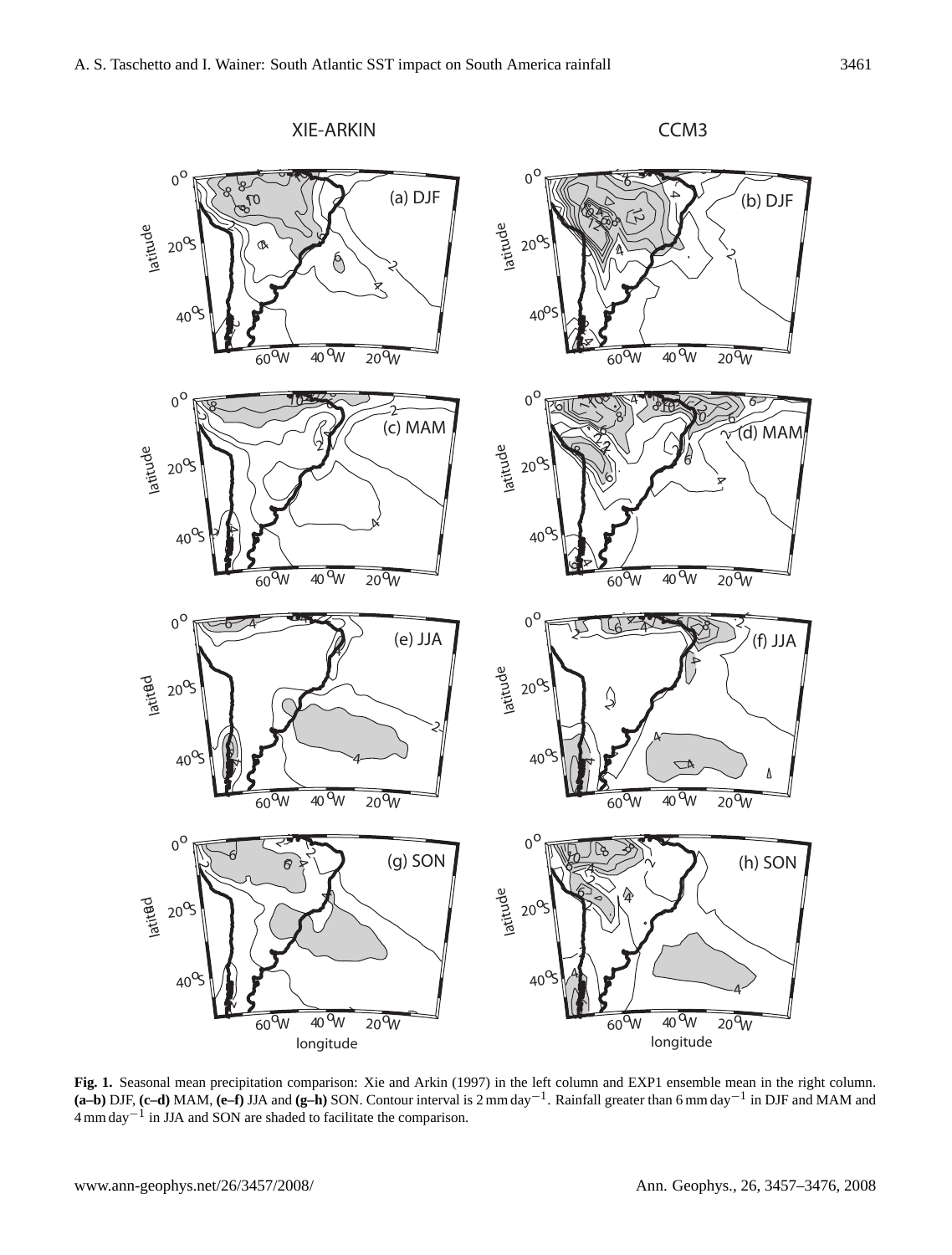**Fig. 1.** Seasonal mean precipitation comparison: Xie and Arkin (1997) in the left column and EXP1 ensemble mean in the right column. **(a–b)** DJF, **(c–d)** MAM, **(e–f)** JJA and **(g–h)** SON. Contour interval is 2 mm day$^{-1}$. Rainfall greater than 6 mm day$^{-1}$ in DJF and MAM and 4 mm day$^{-1}$ in JJA and SON are shaded to facilitate the comparison.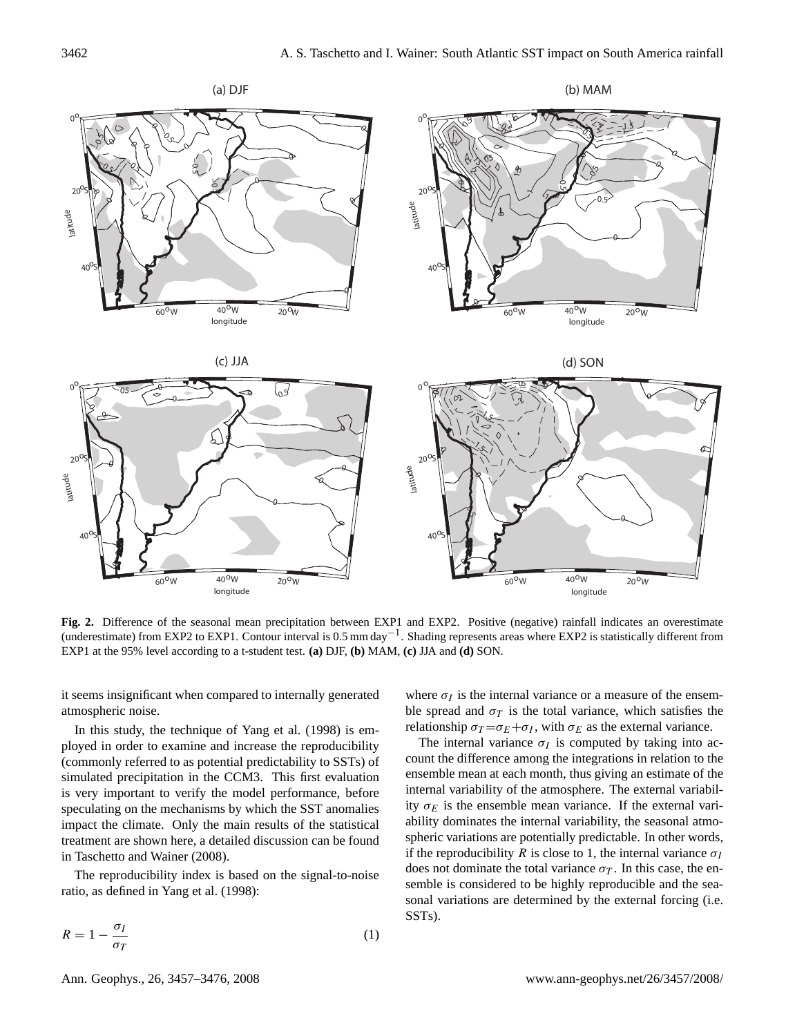**Fig. 2.** Difference of the seasonal mean precipitation between EXP1 and EXP2. Positive (negative) rainfall indicates an overestimate (underestimate) from EXP2 to EXP1. Contour interval is 0.5 mm day$^{-1}$. Shading represents areas where EXP2 is statistically different from EXP1 at the 95% level according to a t-student test. **(a)** DJF, **(b)** MAM, **(c)** JJA and **(d)** SON.

it seems insignificant when compared to internally generated atmospheric noise.

In this study, the technique of Yang et al. (1998) is employed in order to examine and increase the reproducibility (commonly referred to as potential predictability to SSTs) of simulated precipitation in the CCM3. This first evaluation is very important to verify the model performance, before speculating on the mechanisms by which the SST anomalies impact the climate. Only the main results of the statistical treatment are shown here, a detailed discussion can be found in Taschetto and Wainer (2008).

The reproducibility index is based on the signal-to-noise ratio, as defined in Yang et al. (1998):

$$R = 1 - \frac{\sigma_I}{\sigma_T} \quad (1)$$

where $\sigma_I$ is the internal variance or a measure of the ensemble spread and $\sigma_T$ is the total variance, which satisfies the relationship $\sigma_T = \sigma_E + \sigma_I$, with $\sigma_E$ as the external variance.

The internal variance $\sigma_I$ is computed by taking into account the difference among the integrations in relation to the ensemble mean at each month, thus giving an estimate of the internal variability of the atmosphere. The external variability $\sigma_E$ is the ensemble mean variance. If the external variability dominates the internal variability, the seasonal atmospheric variations are potentially predictable. In other words, if the reproducibility $R$ is close to 1, the internal variance $\sigma_I$ does not dominate the total variance $\sigma_T$. In this case, the ensemble is considered to be highly reproducible and the seasonal variations are determined by the external forcing (i.e. SSTs).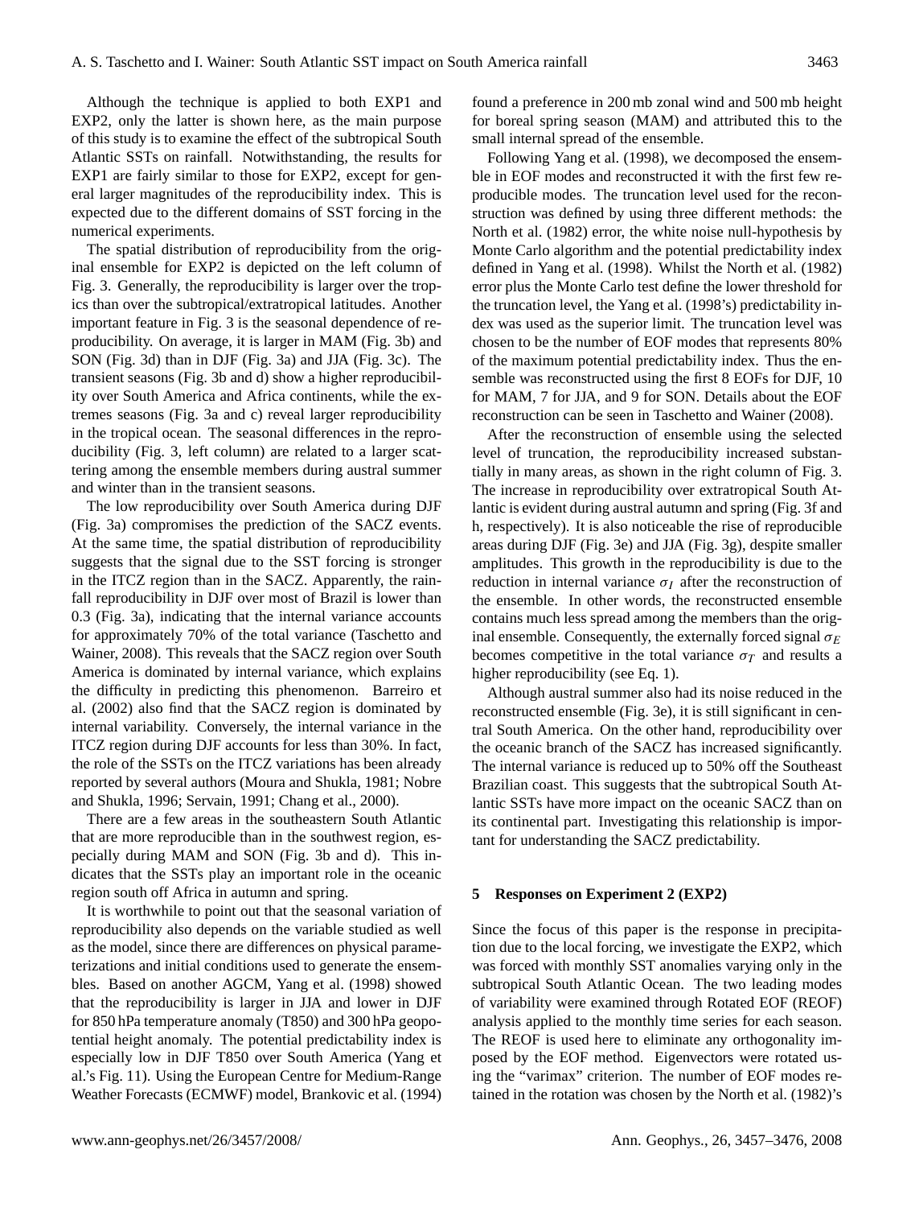Although the technique is applied to both EXP1 and EXP2, only the latter is shown here, as the main purpose of this study is to examine the effect of the subtropical South Atlantic SSTs on rainfall. Notwithstanding, the results for EXP1 are fairly similar to those for EXP2, except for general larger magnitudes of the reproducibility index. This is expected due to the different domains of SST forcing in the numerical experiments.

The spatial distribution of reproducibility from the original ensemble for EXP2 is depicted on the left column of Fig. 3. Generally, the reproducibility is larger over the tropics than over the subtropical/extratropical latitudes. Another important feature in Fig. 3 is the seasonal dependence of reproducibility. On average, it is larger in MAM (Fig. 3b) and SON (Fig. 3d) than in DJF (Fig. 3a) and JJA (Fig. 3c). The transient seasons (Fig. 3b and d) show a higher reproducibility over South America and Africa continents, while the extremes seasons (Fig. 3a and c) reveal larger reproducibility in the tropical ocean. The seasonal differences in the reproducibility (Fig. 3, left column) are related to a larger scattering among the ensemble members during austral summer and winter than in the transient seasons.

The low reproducibility over South America during DJF (Fig. 3a) compromises the prediction of the SACZ events. At the same time, the spatial distribution of reproducibility suggests that the signal due to the SST forcing is stronger in the ITCZ region than in the SACZ. Apparently, the rainfall reproducibility in DJF over most of Brazil is lower than 0.3 (Fig. 3a), indicating that the internal variance accounts for approximately 70% of the total variance (Taschetto and Wainer, 2008). This reveals that the SACZ region over South America is dominated by internal variance, which explains the difficulty in predicting this phenomenon. Barreiro et al. (2002) also find that the SACZ region is dominated by internal variability. Conversely, the internal variance in the ITCZ region during DJF accounts for less than 30%. In fact, the role of the SSTs on the ITCZ variations has been already reported by several authors (Moura and Shukla, 1981; Nobre and Shukla, 1996; Servain, 1991; Chang et al., 2000).

There are a few areas in the southeastern South Atlantic that are more reproducible than in the southwest region, especially during MAM and SON (Fig. 3b and d). This indicates that the SSTs play an important role in the oceanic region south off Africa in autumn and spring.

It is worthwhile to point out that the seasonal variation of reproducibility also depends on the variable studied as well as the model, since there are differences on physical parameterizations and initial conditions used to generate the ensembles. Based on another AGCM, Yang et al. (1998) showed that the reproducibility is larger in JJA and lower in DJF for 850 hPa temperature anomaly (T850) and 300 hPa geopotential height anomaly. The potential predictability index is especially low in DJF T850 over South America (Yang et al.'s Fig. 11). Using the European Centre for Medium-Range Weather Forecasts (ECMWF) model, Brankovic et al. (1994) found a preference in 200 mb zonal wind and 500 mb height for boreal spring season (MAM) and attributed this to the small internal spread of the ensemble.

Following Yang et al. (1998), we decomposed the ensemble in EOF modes and reconstructed it with the first few reproducible modes. The truncation level used for the reconstruction was defined by using three different methods: the North et al. (1982) error, the white noise null-hypothesis by Monte Carlo algorithm and the potential predictability index defined in Yang et al. (1998). Whilst the North et al. (1982) error plus the Monte Carlo test define the lower threshold for the truncation level, the Yang et al. (1998's) predictability index was used as the superior limit. The truncation level was chosen to be the number of EOF modes that represents 80% of the maximum potential predictability index. Thus the ensemble was reconstructed using the first 8 EOFs for DJF, 10 for MAM, 7 for JJA, and 9 for SON. Details about the EOF reconstruction can be seen in Taschetto and Wainer (2008).

After the reconstruction of ensemble using the selected level of truncation, the reproducibility increased substantially in many areas, as shown in the right column of Fig. 3. The increase in reproducibility over extratropical South Atlantic is evident during austral autumn and spring (Fig. 3f and h, respectively). It is also noticeable the rise of reproducible areas during DJF (Fig. 3e) and JJA (Fig. 3g), despite smaller amplitudes. This growth in the reproducibility is due to the reduction in internal variance $\sigma_I$ after the reconstruction of the ensemble. In other words, the reconstructed ensemble contains much less spread among the members than the original ensemble. Consequently, the externally forced signal $\sigma_E$ becomes competitive in the total variance $\sigma_T$ and results a higher reproducibility (see Eq. 1).

Although austral summer also had its noise reduced in the reconstructed ensemble (Fig. 3e), it is still significant in central South America. On the other hand, reproducibility over the oceanic branch of the SACZ has increased significantly. The internal variance is reduced up to 50% off the Southeast Brazilian coast. This suggests that the subtropical South Atlantic SSTs have more impact on the oceanic SACZ than on its continental part. Investigating this relationship is important for understanding the SACZ predictability.

## 5 Responses on Experiment 2 (EXP2)

Since the focus of this paper is the response in precipitation due to the local forcing, we investigate the EXP2, which was forced with monthly SST anomalies varying only in the subtropical South Atlantic Ocean. The two leading modes of variability were examined through Rotated EOF (REOF) analysis applied to the monthly time series for each season. The REOF is used here to eliminate any orthogonality imposed by the EOF method. Eigenvectors were rotated using the "varimax" criterion. The number of EOF modes retained in the rotation was chosen by the North et al. (1982)'s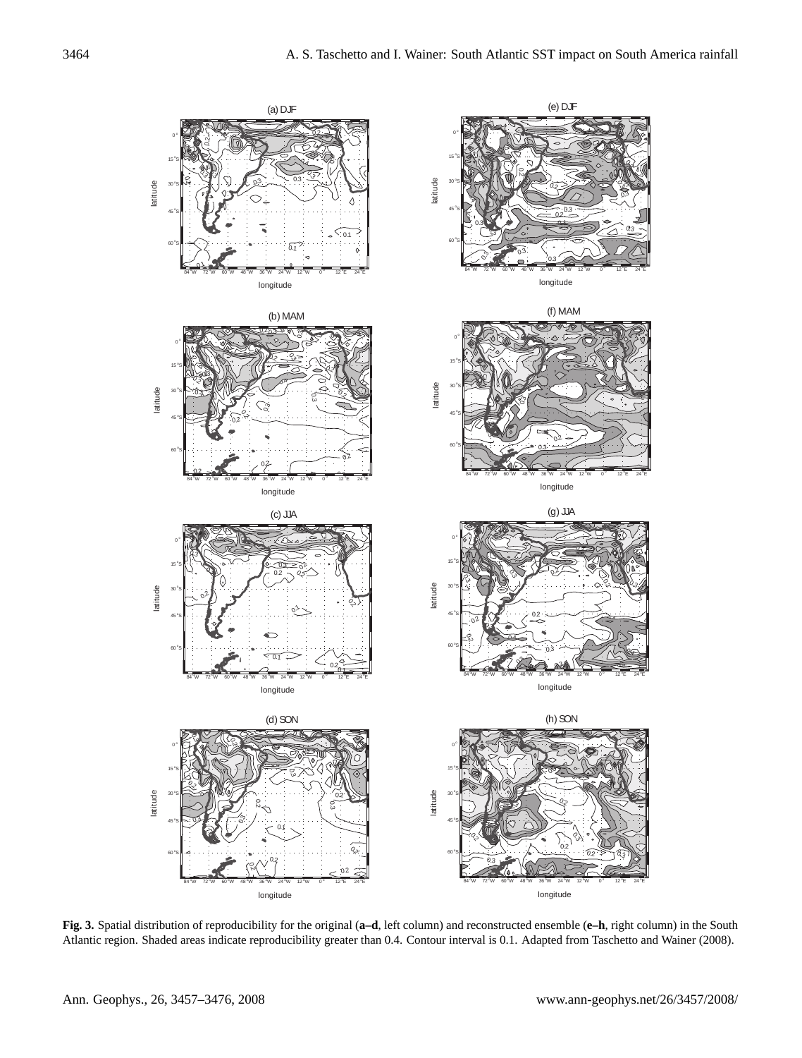**Fig. 3.** Spatial distribution of reproducibility for the original (**a–d**, left column) and reconstructed ensemble (**e–h**, right column) in the South Atlantic region. Shaded areas indicate reproducibility greater than 0.4. Contour interval is 0.1. Adapted from Taschetto and Wainer (2008).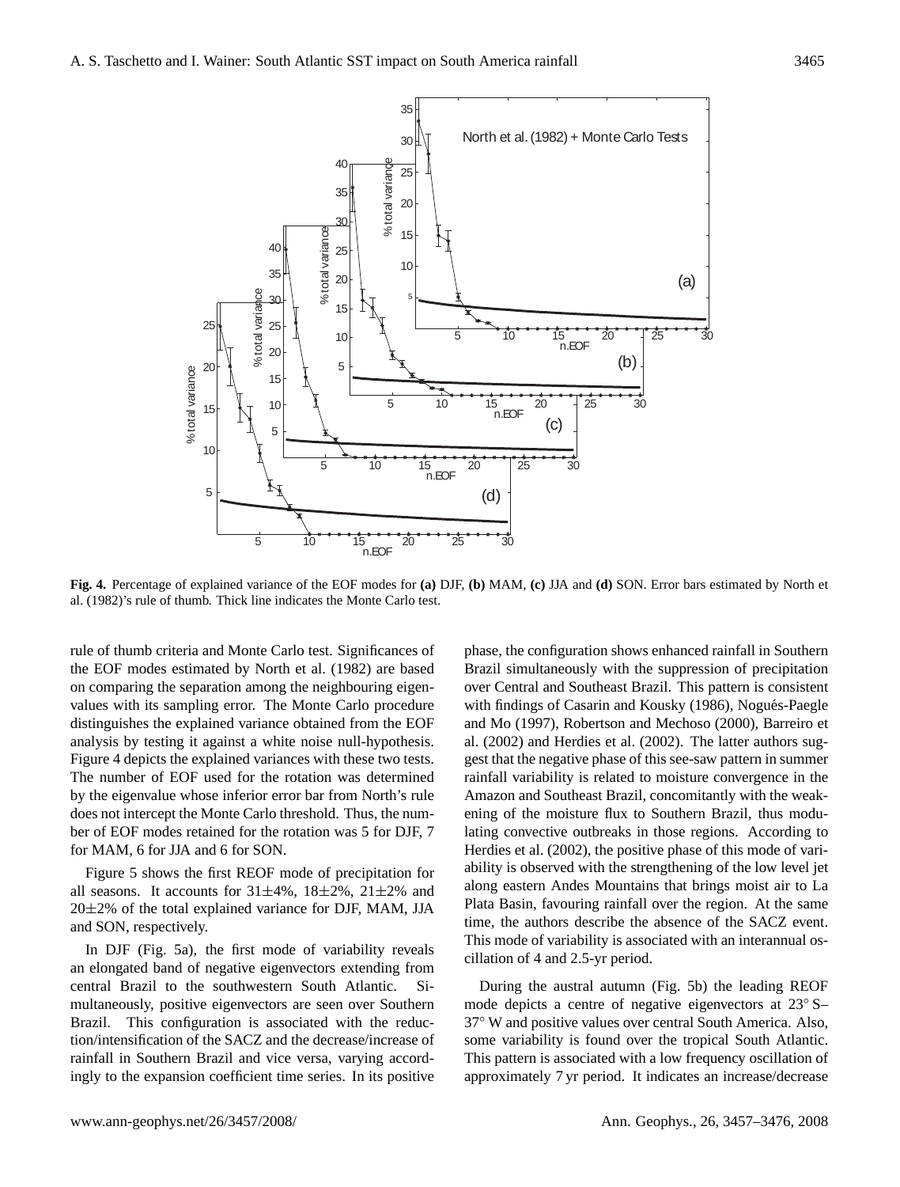**Fig. 4.** Percentage of explained variance of the EOF modes for **(a)** DJF, **(b)** MAM, **(c)** JJA and **(d)** SON. Error bars estimated by North et al. (1982)'s rule of thumb. Thick line indicates the Monte Carlo test.

rule of thumb criteria and Monte Carlo test. Significances of the EOF modes estimated by North et al. (1982) are based on comparing the separation among the neighbouring eigenvalues with its sampling error. The Monte Carlo procedure distinguishes the explained variance obtained from the EOF analysis by testing it against a white noise null-hypothesis. Figure 4 depicts the explained variances with these two tests. The number of EOF used for the rotation was determined by the eigenvalue whose inferior error bar from North's rule does not intercept the Monte Carlo threshold. Thus, the number of EOF modes retained for the rotation was 5 for DJF, 7 for MAM, 6 for JJA and 6 for SON.

Figure 5 shows the first REOF mode of precipitation for all seasons. It accounts for 31±4%, 18±2%, 21±2% and 20±2% of the total explained variance for DJF, MAM, JJA and SON, respectively.

In DJF (Fig. 5a), the first mode of variability reveals an elongated band of negative eigenvectors extending from central Brazil to the southwestern South Atlantic. Simultaneously, positive eigenvectors are seen over Southern Brazil. This configuration is associated with the reduction/intensification of the SACZ and the decrease/increase of rainfall in Southern Brazil and vice versa, varying accordingly to the expansion coefficient time series. In its positive phase, the configuration shows enhanced rainfall in Southern Brazil simultaneously with the suppression of precipitation over Central and Southeast Brazil. This pattern is consistent with findings of Casarin and Kousky (1986), Nogués-Paegle and Mo (1997), Robertson and Mechoso (2000), Barreiro et al. (2002) and Herdies et al. (2002). The latter authors suggest that the negative phase of this see-saw pattern in summer rainfall variability is related to moisture convergence in the Amazon and Southeast Brazil, concomitantly with the weakening of the moisture flux to Southern Brazil, thus modulating convective outbreaks in those regions. According to Herdies et al. (2002), the positive phase of this mode of variability is observed with the strengthening of the low level jet along eastern Andes Mountains that brings moist air to La Plata Basin, favouring rainfall over the region. At the same time, the authors describe the absence of the SACZ event. This mode of variability is associated with an interannual oscillation of 4 and 2.5-yr period.

During the austral autumn (Fig. 5b) the leading REOF mode depicts a centre of negative eigenvectors at 23° S–37° W and positive values over central South America. Also, some variability is found over the tropical South Atlantic. This pattern is associated with a low frequency oscillation of approximately 7 yr period. It indicates an increase/decrease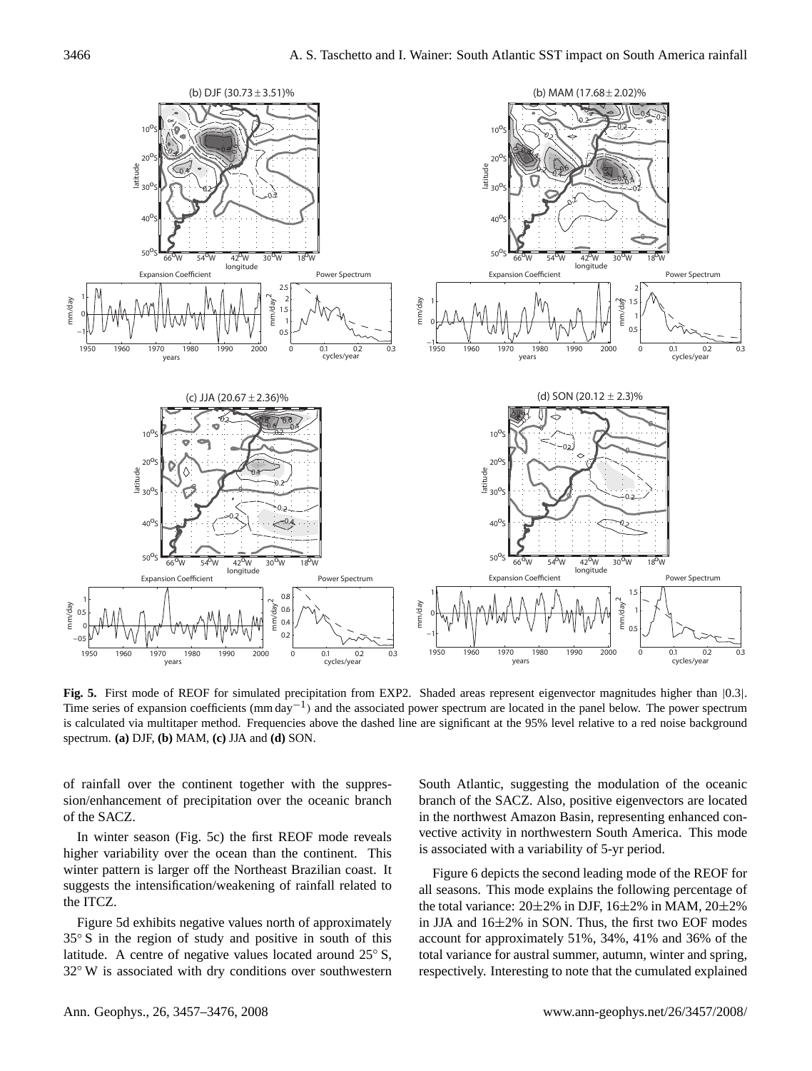**Fig. 5.** First mode of REOF for simulated precipitation from EXP2. Shaded areas represent eigenvector magnitudes higher than |0.3|. Time series of expansion coefficients (mm day$^{-1}$) and the associated power spectrum are located in the panel below. The power spectrum is calculated via multitaper method. Frequencies above the dashed line are significant at the 95% level relative to a red noise background spectrum. **(a)** DJF, **(b)** MAM, **(c)** JJA and **(d)** SON.

of rainfall over the continent together with the suppression/enhancement of precipitation over the oceanic branch of the SACZ.

In winter season (Fig. 5c) the first REOF mode reveals higher variability over the ocean than the continent. This winter pattern is larger off the Northeast Brazilian coast. It suggests the intensification/weakening of rainfall related to the ITCZ.

Figure 5d exhibits negative values north of approximately 35° S in the region of study and positive in south of this latitude. A centre of negative values located around 25° S, 32° W is associated with dry conditions over southwestern South Atlantic, suggesting the modulation of the oceanic branch of the SACZ. Also, positive eigenvectors are located in the northwest Amazon Basin, representing enhanced convective activity in northwestern South America. This mode is associated with a variability of 5-yr period.

Figure 6 depicts the second leading mode of the REOF for all seasons. This mode explains the following percentage of the total variance: 20±2% in DJF, 16±2% in MAM, 20±2% in JJA and 16±2% in SON. Thus, the first two EOF modes account for approximately 51%, 34%, 41% and 36% of the total variance for austral summer, autumn, winter and spring, respectively. Interesting to note that the cumulated explained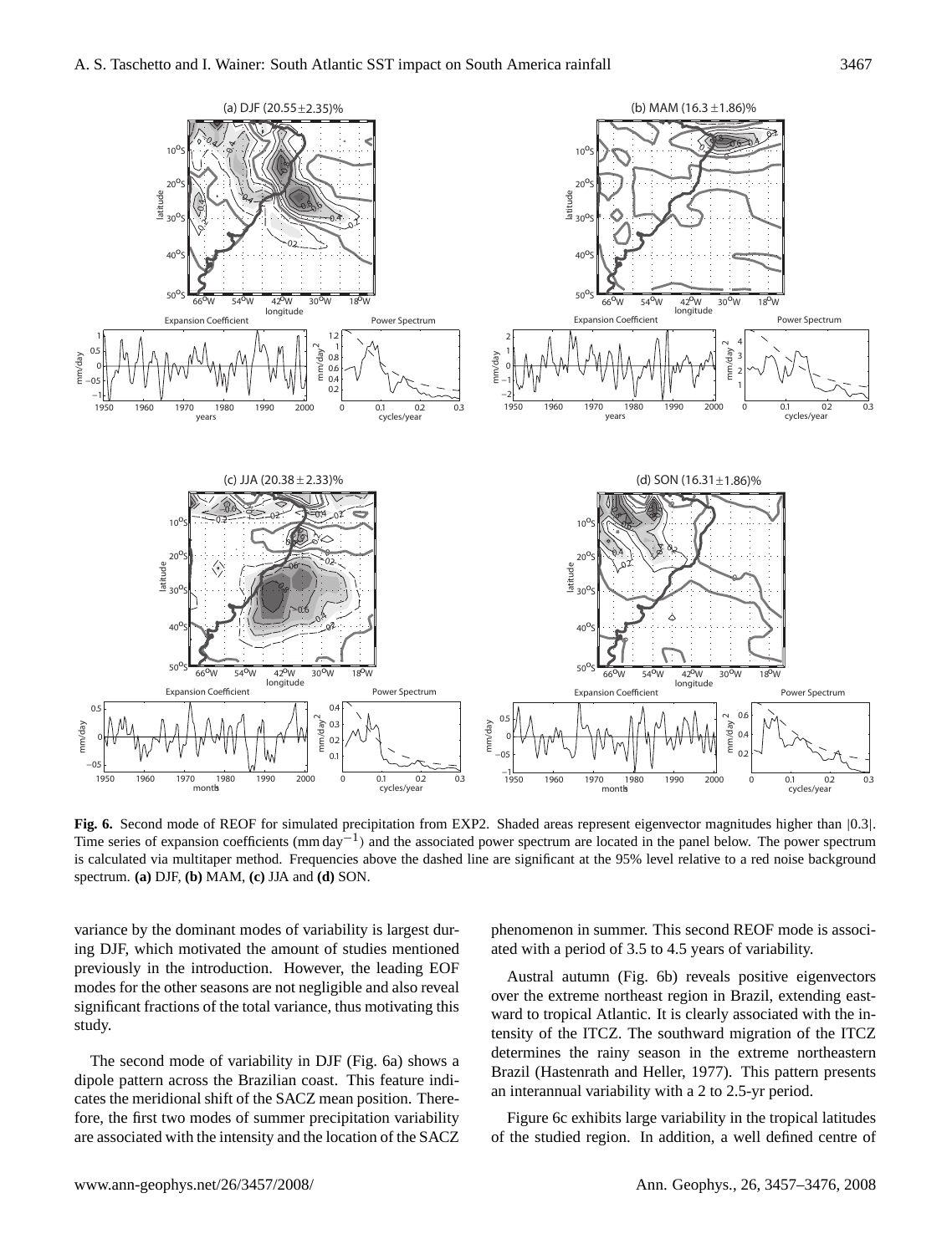**Fig. 6.** Second mode of REOF for simulated precipitation from EXP2. Shaded areas represent eigenvector magnitudes higher than |0.3|. Time series of expansion coefficients (mm day$^{-1}$) and the associated power spectrum are located in the panel below. The power spectrum is calculated via multitaper method. Frequencies above the dashed line are significant at the 95% level relative to a red noise background spectrum. **(a)** DJF, **(b)** MAM, **(c)** JJA and **(d)** SON.

variance by the dominant modes of variability is largest during DJF, which motivated the amount of studies mentioned previously in the introduction. However, the leading EOF modes for the other seasons are not negligible and also reveal significant fractions of the total variance, thus motivating this study.

The second mode of variability in DJF (Fig. 6a) shows a dipole pattern across the Brazilian coast. This feature indicates the meridional shift of the SACZ mean position. Therefore, the first two modes of summer precipitation variability are associated with the intensity and the location of the SACZ phenomenon in summer. This second REOF mode is associated with a period of 3.5 to 4.5 years of variability.

Austral autumn (Fig. 6b) reveals positive eigenvectors over the extreme northeast region in Brazil, extending eastward to tropical Atlantic. It is clearly associated with the intensity of the ITCZ. The southward migration of the ITCZ determines the rainy season in the extreme northeastern Brazil (Hastenrath and Heller, 1977). This pattern presents an interannual variability with a 2 to 2.5-yr period.

Figure 6c exhibits large variability in the tropical latitudes of the studied region. In addition, a well defined centre of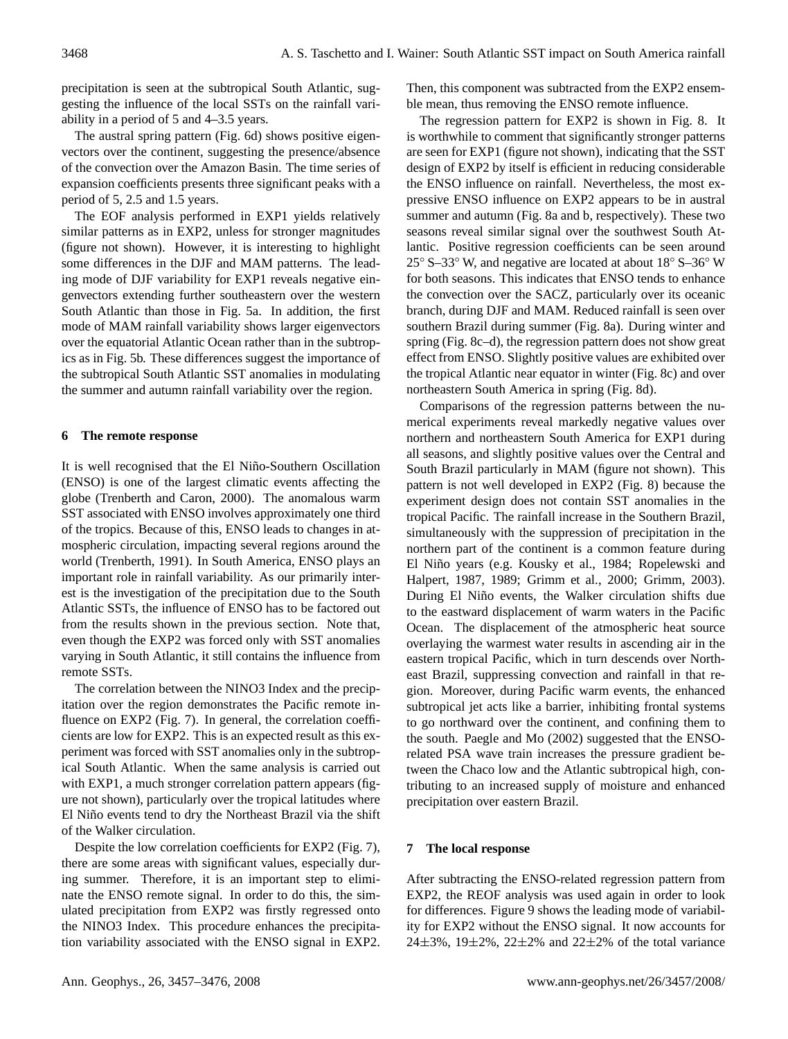precipitation is seen at the subtropical South Atlantic, suggesting the influence of the local SSTs on the rainfall variability in a period of 5 and 4–3.5 years.

The austral spring pattern (Fig. 6d) shows positive eigenvectors over the continent, suggesting the presence/absence of the convection over the Amazon Basin. The time series of expansion coefficients presents three significant peaks with a period of 5, 2.5 and 1.5 years.

The EOF analysis performed in EXP1 yields relatively similar patterns as in EXP2, unless for stronger magnitudes (figure not shown). However, it is interesting to highlight some differences in the DJF and MAM patterns. The leading mode of DJF variability for EXP1 reveals negative eingenvectors extending further southeastern over the western South Atlantic than those in Fig. 5a. In addition, the first mode of MAM rainfall variability shows larger eigenvectors over the equatorial Atlantic Ocean rather than in the subtropics as in Fig. 5b. These differences suggest the importance of the subtropical South Atlantic SST anomalies in modulating the summer and autumn rainfall variability over the region.

## 6 The remote response

It is well recognised that the El Niño-Southern Oscillation (ENSO) is one of the largest climatic events affecting the globe (Trenberth and Caron, 2000). The anomalous warm SST associated with ENSO involves approximately one third of the tropics. Because of this, ENSO leads to changes in atmospheric circulation, impacting several regions around the world (Trenberth, 1991). In South America, ENSO plays an important role in rainfall variability. As our primarily interest is the investigation of the precipitation due to the South Atlantic SSTs, the influence of ENSO has to be factored out from the results shown in the previous section. Note that, even though the EXP2 was forced only with SST anomalies varying in South Atlantic, it still contains the influence from remote SSTs.

The correlation between the NINO3 Index and the precipitation over the region demonstrates the Pacific remote influence on EXP2 (Fig. 7). In general, the correlation coefficients are low for EXP2. This is an expected result as this experiment was forced with SST anomalies only in the subtropical South Atlantic. When the same analysis is carried out with EXP1, a much stronger correlation pattern appears (figure not shown), particularly over the tropical latitudes where El Niño events tend to dry the Northeast Brazil via the shift of the Walker circulation.

Despite the low correlation coefficients for EXP2 (Fig. 7), there are some areas with significant values, especially during summer. Therefore, it is an important step to eliminate the ENSO remote signal. In order to do this, the simulated precipitation from EXP2 was firstly regressed onto the NINO3 Index. This procedure enhances the precipitation variability associated with the ENSO signal in EXP2. Then, this component was subtracted from the EXP2 ensemble mean, thus removing the ENSO remote influence.

The regression pattern for EXP2 is shown in Fig. 8. It is worthwhile to comment that significantly stronger patterns are seen for EXP1 (figure not shown), indicating that the SST design of EXP2 by itself is efficient in reducing considerable the ENSO influence on rainfall. Nevertheless, the most expressive ENSO influence on EXP2 appears to be in austral summer and autumn (Fig. 8a and b, respectively). These two seasons reveal similar signal over the southwest South Atlantic. Positive regression coefficients can be seen around 25° S–33° W, and negative are located at about 18° S–36° W for both seasons. This indicates that ENSO tends to enhance the convection over the SACZ, particularly over its oceanic branch, during DJF and MAM. Reduced rainfall is seen over southern Brazil during summer (Fig. 8a). During winter and spring (Fig. 8c–d), the regression pattern does not show great effect from ENSO. Slightly positive values are exhibited over the tropical Atlantic near equator in winter (Fig. 8c) and over northeastern South America in spring (Fig. 8d).

Comparisons of the regression patterns between the numerical experiments reveal markedly negative values over northern and northeastern South America for EXP1 during all seasons, and slightly positive values over the Central and South Brazil particularly in MAM (figure not shown). This pattern is not well developed in EXP2 (Fig. 8) because the experiment design does not contain SST anomalies in the tropical Pacific. The rainfall increase in the Southern Brazil, simultaneously with the suppression of precipitation in the northern part of the continent is a common feature during El Niño years (e.g. Kousky et al., 1984; Ropelewski and Halpert, 1987, 1989; Grimm et al., 2000; Grimm, 2003). During El Niño events, the Walker circulation shifts due to the eastward displacement of warm waters in the Pacific Ocean. The displacement of the atmospheric heat source overlaying the warmest water results in ascending air in the eastern tropical Pacific, which in turn descends over Northeast Brazil, suppressing convection and rainfall in that region. Moreover, during Pacific warm events, the enhanced subtropical jet acts like a barrier, inhibiting frontal systems to go northward over the continent, and confining them to the south. Paegle and Mo (2002) suggested that the ENSO-related PSA wave train increases the pressure gradient between the Chaco low and the Atlantic subtropical high, contributing to an increased supply of moisture and enhanced precipitation over eastern Brazil.

## 7 The local response

After subtracting the ENSO-related regression pattern from EXP2, the REOF analysis was used again in order to look for differences. Figure 9 shows the leading mode of variability for EXP2 without the ENSO signal. It now accounts for 24±3%, 19±2%, 22±2% and 22±2% of the total variance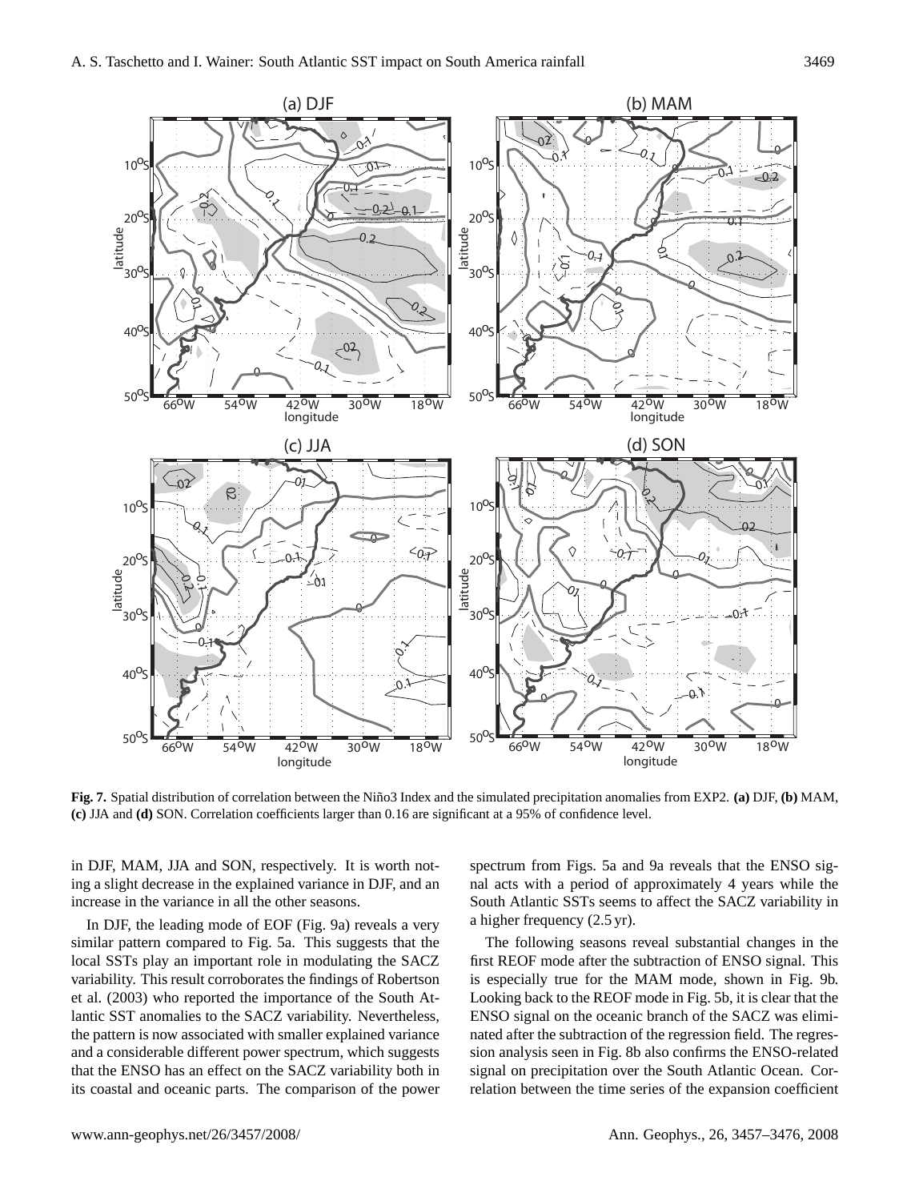**Fig. 7.** Spatial distribution of correlation between the Niño3 Index and the simulated precipitation anomalies from EXP2. **(a)** DJF, **(b)** MAM, **(c)** JJA and **(d)** SON. Correlation coefficients larger than 0.16 are significant at a 95% of confidence level.

in DJF, MAM, JJA and SON, respectively. It is worth noting a slight decrease in the explained variance in DJF, and an increase in the variance in all the other seasons.

In DJF, the leading mode of EOF (Fig. 9a) reveals a very similar pattern compared to Fig. 5a. This suggests that the local SSTs play an important role in modulating the SACZ variability. This result corroborates the findings of Robertson et al. (2003) who reported the importance of the South Atlantic SST anomalies to the SACZ variability. Nevertheless, the pattern is now associated with smaller explained variance and a considerable different power spectrum, which suggests that the ENSO has an effect on the SACZ variability both in its coastal and oceanic parts. The comparison of the power spectrum from Figs. 5a and 9a reveals that the ENSO signal acts with a period of approximately 4 years while the South Atlantic SSTs seems to affect the SACZ variability in a higher frequency (2.5 yr).

The following seasons reveal substantial changes in the first REOF mode after the subtraction of ENSO signal. This is especially true for the MAM mode, shown in Fig. 9b. Looking back to the REOF mode in Fig. 5b, it is clear that the ENSO signal on the oceanic branch of the SACZ was eliminated after the subtraction of the regression field. The regression analysis seen in Fig. 8b also confirms the ENSO-related signal on precipitation over the South Atlantic Ocean. Correlation between the time series of the expansion coefficient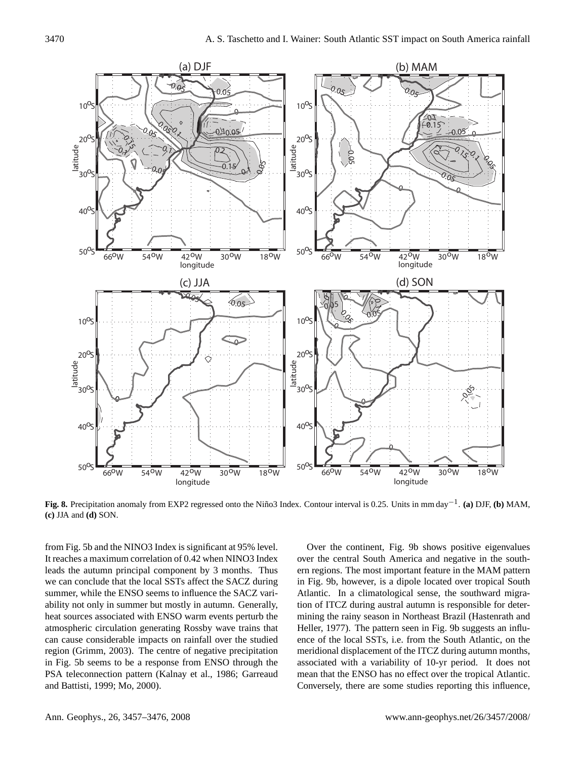**Fig. 8.** Precipitation anomaly from EXP2 regressed onto the Niño3 Index. Contour interval is 0.25. Units in mm day$^{-1}$. **(a)** DJF, **(b)** MAM, **(c)** JJA and **(d)** SON.

from Fig. 5b and the NINO3 Index is significant at 95% level. It reaches a maximum correlation of 0.42 when NINO3 Index leads the autumn principal component by 3 months. Thus we can conclude that the local SSTs affect the SACZ during summer, while the ENSO seems to influence the SACZ variability not only in summer but mostly in autumn. Generally, heat sources associated with ENSO warm events perturb the atmospheric circulation generating Rossby wave trains that can cause considerable impacts on rainfall over the studied region (Grimm, 2003). The centre of negative precipitation in Fig. 5b seems to be a response from ENSO through the PSA teleconnection pattern (Kalnay et al., 1986; Garreaud and Battisti, 1999; Mo, 2000).

Over the continent, Fig. 9b shows positive eigenvalues over the central South America and negative in the southern regions. The most important feature in the MAM pattern in Fig. 9b, however, is a dipole located over tropical South Atlantic. In a climatological sense, the southward migration of ITCZ during austral autumn is responsible for determining the rainy season in Northeast Brazil (Hastenrath and Heller, 1977). The pattern seen in Fig. 9b suggests an influence of the local SSTs, i.e. from the South Atlantic, on the meridional displacement of the ITCZ during autumn months, associated with a variability of 10-yr period. It does not mean that the ENSO has no effect over the tropical Atlantic. Conversely, there are some studies reporting this influence,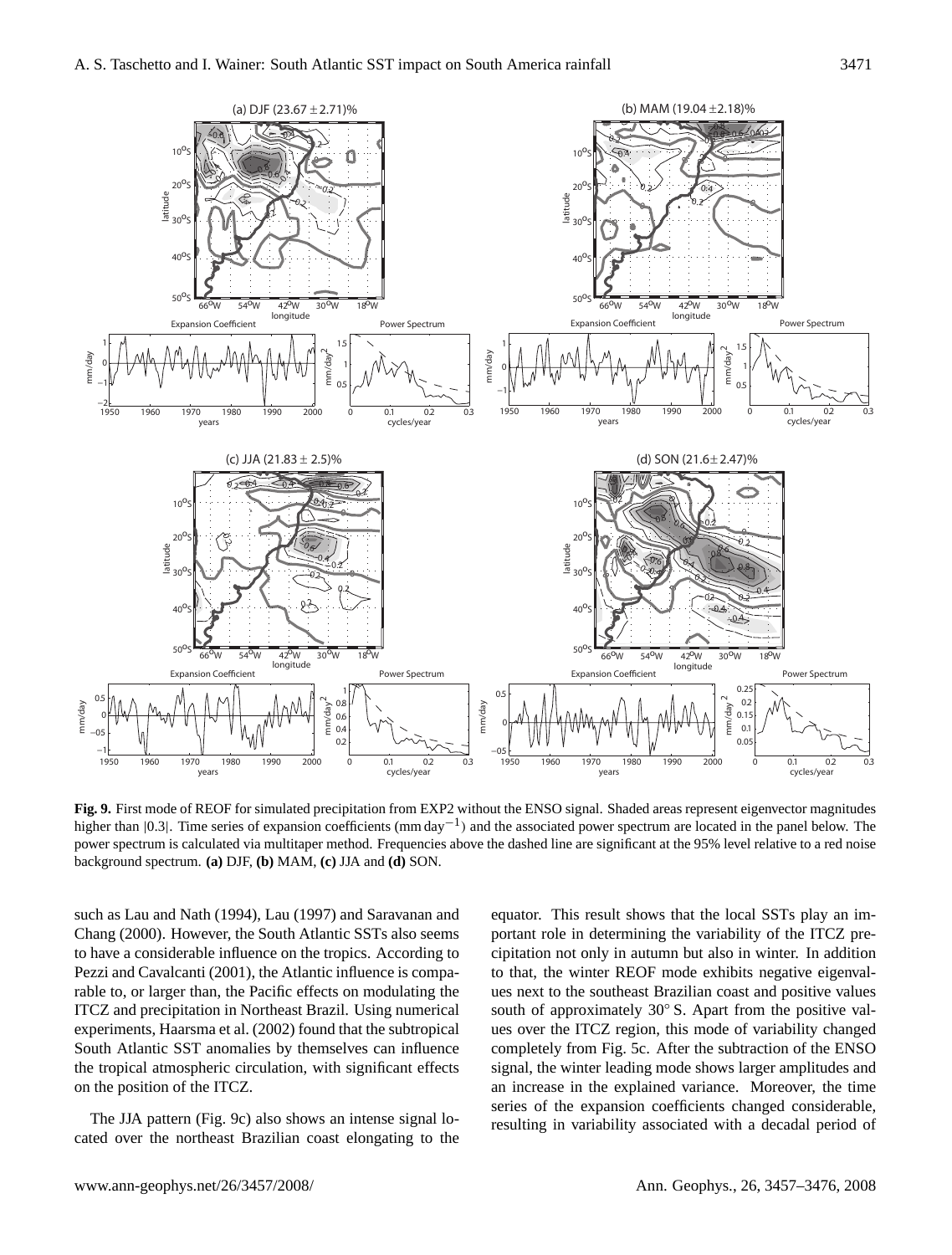**Fig. 9.** First mode of REOF for simulated precipitation from EXP2 without the ENSO signal. Shaded areas represent eigenvector magnitudes higher than |0.3|. Time series of expansion coefficients (mm day$^{-1}$) and the associated power spectrum are located in the panel below. The power spectrum is calculated via multitaper method. Frequencies above the dashed line are significant at the 95% level relative to a red noise background spectrum. **(a)** DJF, **(b)** MAM, **(c)** JJA and **(d)** SON.

such as Lau and Nath (1994), Lau (1997) and Saravanan and Chang (2000). However, the South Atlantic SSTs also seems to have a considerable influence on the tropics. According to Pezzi and Cavalcanti (2001), the Atlantic influence is comparable to, or larger than, the Pacific effects on modulating the ITCZ and precipitation in Northeast Brazil. Using numerical experiments, Haarsma et al. (2002) found that the subtropical South Atlantic SST anomalies by themselves can influence the tropical atmospheric circulation, with significant effects on the position of the ITCZ.

The JJA pattern (Fig. 9c) also shows an intense signal located over the northeast Brazilian coast elongating to the equator. This result shows that the local SSTs play an important role in determining the variability of the ITCZ precipitation not only in autumn but also in winter. In addition to that, the winter REOF mode exhibits negative eigenvalues next to the southeast Brazilian coast and positive values south of approximately 30° S. Apart from the positive values over the ITCZ region, this mode of variability changed completely from Fig. 5c. After the subtraction of the ENSO signal, the winter leading mode shows larger amplitudes and an increase in the explained variance. Moreover, the time series of the expansion coefficients changed considerable, resulting in variability associated with a decadal period of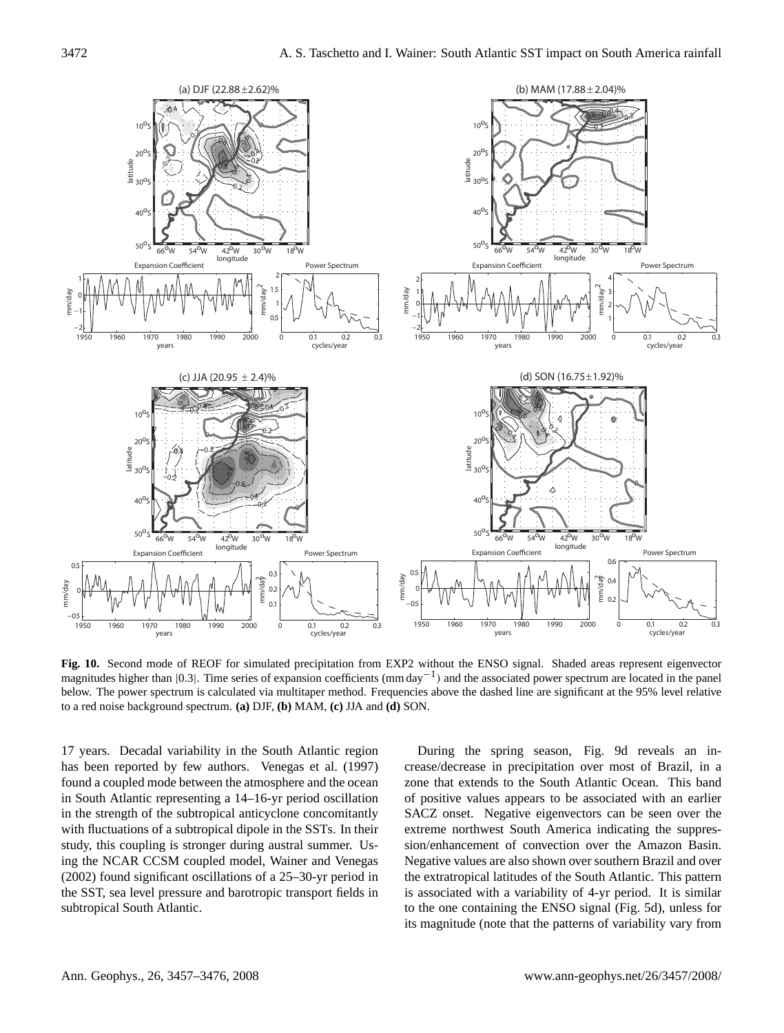**Fig. 10.** Second mode of REOF for simulated precipitation from EXP2 without the ENSO signal. Shaded areas represent eigenvector magnitudes higher than |0.3|. Time series of expansion coefficients (mm day$^{-1}$) and the associated power spectrum are located in the panel below. The power spectrum is calculated via multitaper method. Frequencies above the dashed line are significant at the 95% level relative to a red noise background spectrum. **(a)** DJF, **(b)** MAM, **(c)** JJA and **(d)** SON.

17 years. Decadal variability in the South Atlantic region has been reported by few authors. Venegas et al. (1997) found a coupled mode between the atmosphere and the ocean in South Atlantic representing a 14–16-yr period oscillation in the strength of the subtropical anticyclone concomitantly with fluctuations of a subtropical dipole in the SSTs. In their study, this coupling is stronger during austral summer. Using the NCAR CCSM coupled model, Wainer and Venegas (2002) found significant oscillations of a 25–30-yr period in the SST, sea level pressure and barotropic transport fields in subtropical South Atlantic.

During the spring season, Fig. 9d reveals an increase/decrease in precipitation over most of Brazil, in a zone that extends to the South Atlantic Ocean. This band of positive values appears to be associated with an earlier SACZ onset. Negative eigenvectors can be seen over the extreme northwest South America indicating the suppression/enhancement of convection over the Amazon Basin. Negative values are also shown over southern Brazil and over the extratropical latitudes of the South Atlantic. This pattern is associated with a variability of 4-yr period. It is similar to the one containing the ENSO signal (Fig. 5d), unless for its magnitude (note that the patterns of variability vary from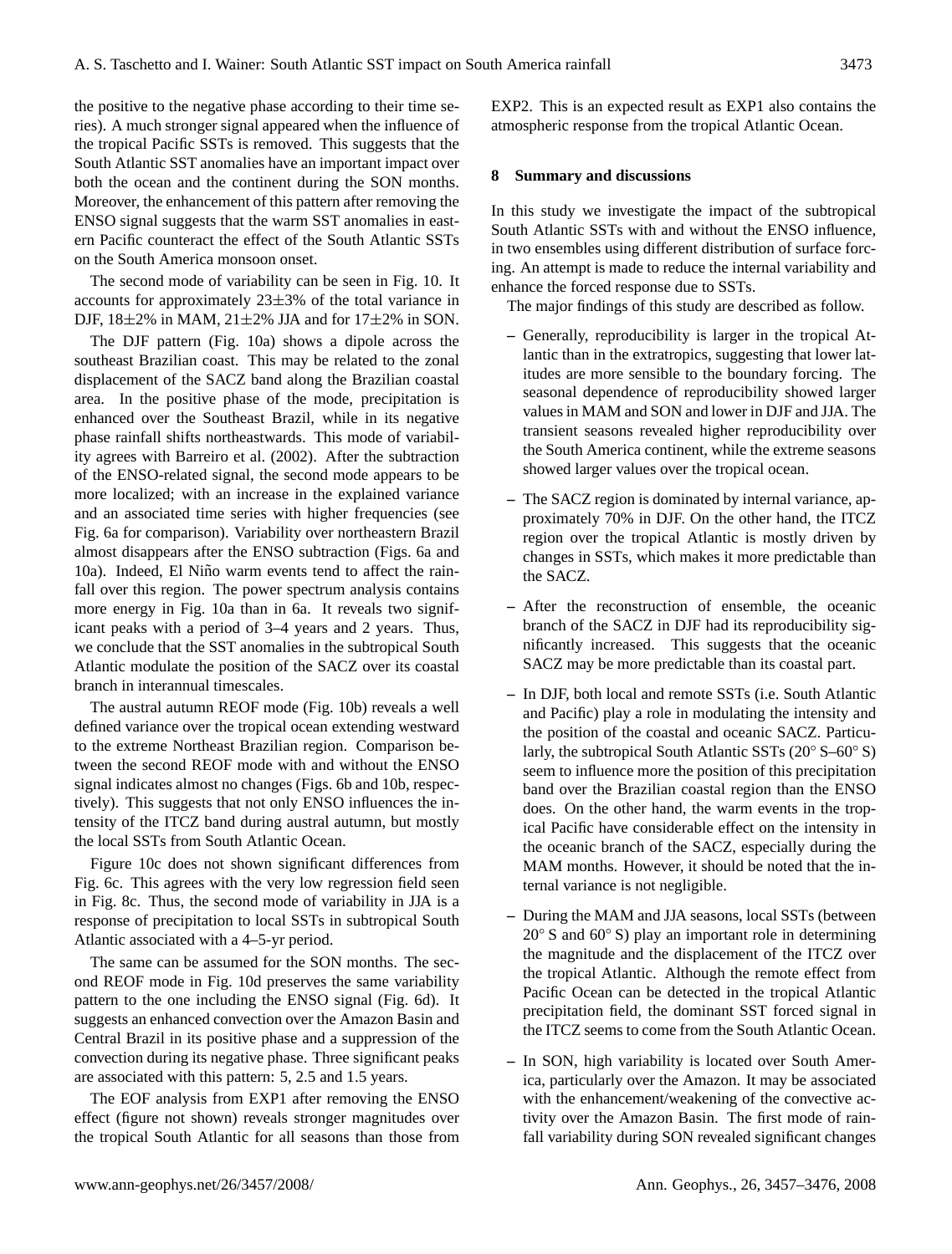the positive to the negative phase according to their time series). A much stronger signal appeared when the influence of the tropical Pacific SSTs is removed. This suggests that the South Atlantic SST anomalies have an important impact over both the ocean and the continent during the SON months. Moreover, the enhancement of this pattern after removing the ENSO signal suggests that the warm SST anomalies in eastern Pacific counteract the effect of the South Atlantic SSTs on the South America monsoon onset.

The second mode of variability can be seen in Fig. 10. It accounts for approximately 23±3% of the total variance in DJF, 18±2% in MAM, 21±2% JJA and for 17±2% in SON.

The DJF pattern (Fig. 10a) shows a dipole across the southeast Brazilian coast. This may be related to the zonal displacement of the SACZ band along the Brazilian coastal area. In the positive phase of the mode, precipitation is enhanced over the Southeast Brazil, while in its negative phase rainfall shifts northeastwards. This mode of variability agrees with Barreiro et al. (2002). After the subtraction of the ENSO-related signal, the second mode appears to be more localized; with an increase in the explained variance and an associated time series with higher frequencies (see Fig. 6a for comparison). Variability over northeastern Brazil almost disappears after the ENSO subtraction (Figs. 6a and 10a). Indeed, El Niño warm events tend to affect the rainfall over this region. The power spectrum analysis contains more energy in Fig. 10a than in 6a. It reveals two significant peaks with a period of 3–4 years and 2 years. Thus, we conclude that the SST anomalies in the subtropical South Atlantic modulate the position of the SACZ over its coastal branch in interannual timescales.

The austral autumn REOF mode (Fig. 10b) reveals a well defined variance over the tropical ocean extending westward to the extreme Northeast Brazilian region. Comparison between the second REOF mode with and without the ENSO signal indicates almost no changes (Figs. 6b and 10b, respectively). This suggests that not only ENSO influences the intensity of the ITCZ band during austral autumn, but mostly the local SSTs from South Atlantic Ocean.

Figure 10c does not shown significant differences from Fig. 6c. This agrees with the very low regression field seen in Fig. 8c. Thus, the second mode of variability in JJA is a response of precipitation to local SSTs in subtropical South Atlantic associated with a 4–5-yr period.

The same can be assumed for the SON months. The second REOF mode in Fig. 10d preserves the same variability pattern to the one including the ENSO signal (Fig. 6d). It suggests an enhanced convection over the Amazon Basin and Central Brazil in its positive phase and a suppression of the convection during its negative phase. Three significant peaks are associated with this pattern: 5, 2.5 and 1.5 years.

The EOF analysis from EXP1 after removing the ENSO effect (figure not shown) reveals stronger magnitudes over the tropical South Atlantic for all seasons than those from EXP2. This is an expected result as EXP1 also contains the atmospheric response from the tropical Atlantic Ocean.

## 8 Summary and discussions

In this study we investigate the impact of the subtropical South Atlantic SSTs with and without the ENSO influence, in two ensembles using different distribution of surface forcing. An attempt is made to reduce the internal variability and enhance the forced response due to SSTs.

The major findings of this study are described as follow.

- Generally, reproducibility is larger in the tropical Atlantic than in the extratropics, suggesting that lower latitudes are more sensible to the boundary forcing. The seasonal dependence of reproducibility showed larger values in MAM and SON and lower in DJF and JJA. The transient seasons revealed higher reproducibility over the South America continent, while the extreme seasons showed larger values over the tropical ocean.
- The SACZ region is dominated by internal variance, approximately 70% in DJF. On the other hand, the ITCZ region over the tropical Atlantic is mostly driven by changes in SSTs, which makes it more predictable than the SACZ.
- After the reconstruction of ensemble, the oceanic branch of the SACZ in DJF had its reproducibility significantly increased. This suggests that the oceanic SACZ may be more predictable than its coastal part.
- In DJF, both local and remote SSTs (i.e. South Atlantic and Pacific) play a role in modulating the intensity and the position of the coastal and oceanic SACZ. Particularly, the subtropical South Atlantic SSTs (20° S–60° S) seem to influence more the position of this precipitation band over the Brazilian coastal region than the ENSO does. On the other hand, the warm events in the tropical Pacific have considerable effect on the intensity in the oceanic branch of the SACZ, especially during the MAM months. However, it should be noted that the internal variance is not negligible.
- During the MAM and JJA seasons, local SSTs (between 20° S and 60° S) play an important role in determining the magnitude and the displacement of the ITCZ over the tropical Atlantic. Although the remote effect from Pacific Ocean can be detected in the tropical Atlantic precipitation field, the dominant SST forced signal in the ITCZ seems to come from the South Atlantic Ocean.
- In SON, high variability is located over South America, particularly over the Amazon. It may be associated with the enhancement/weakening of the convective activity over the Amazon Basin. The first mode of rainfall variability during SON revealed significant changes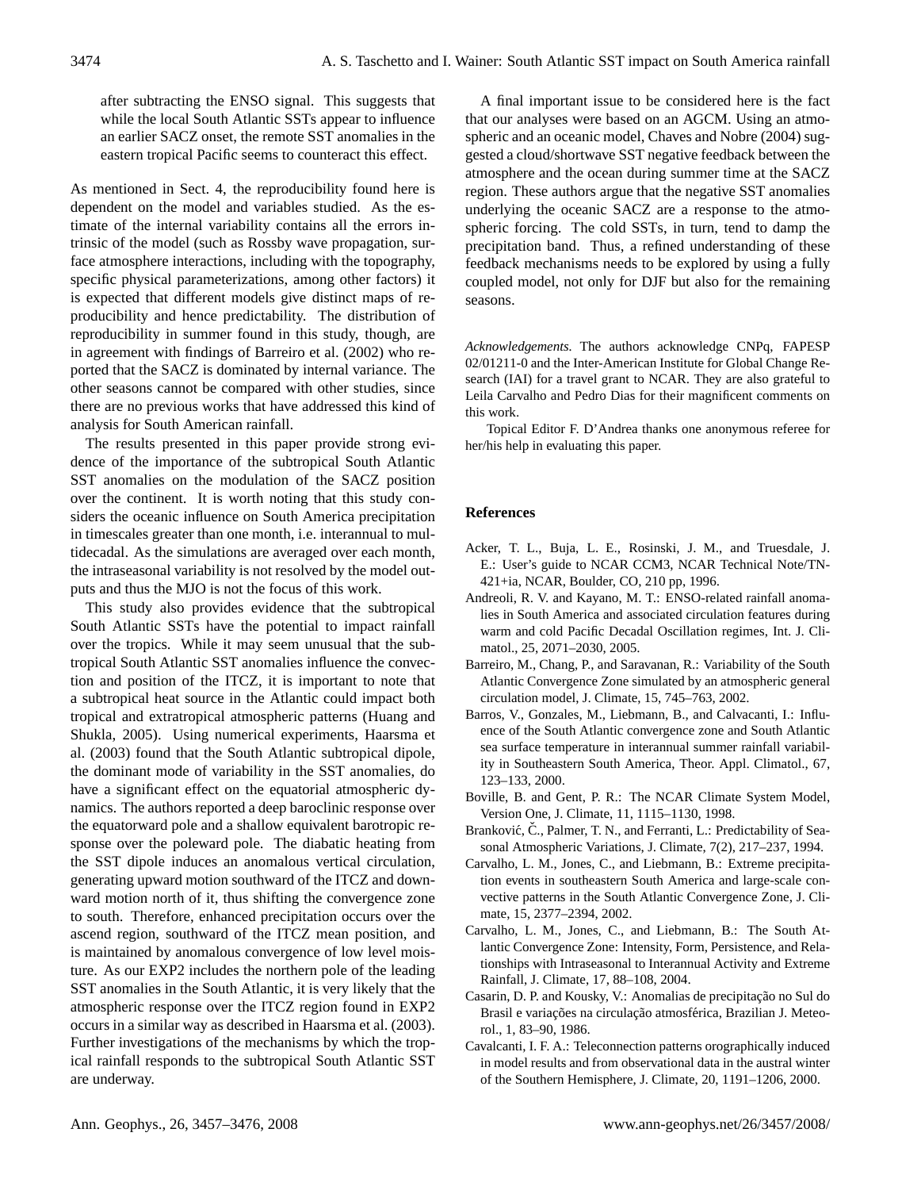after subtracting the ENSO signal. This suggests that while the local South Atlantic SSTs appear to influence an earlier SACZ onset, the remote SST anomalies in the eastern tropical Pacific seems to counteract this effect.

As mentioned in Sect. 4, the reproducibility found here is dependent on the model and variables studied. As the estimate of the internal variability contains all the errors intrinsic of the model (such as Rossby wave propagation, surface atmosphere interactions, including with the topography, specific physical parameterizations, among other factors) it is expected that different models give distinct maps of reproducibility and hence predictability. The distribution of reproducibility in summer found in this study, though, are in agreement with findings of Barreiro et al. (2002) who reported that the SACZ is dominated by internal variance. The other seasons cannot be compared with other studies, since there are no previous works that have addressed this kind of analysis for South American rainfall.

The results presented in this paper provide strong evidence of the importance of the subtropical South Atlantic SST anomalies on the modulation of the SACZ position over the continent. It is worth noting that this study considers the oceanic influence on South America precipitation in timescales greater than one month, i.e. interannual to multidecadal. As the simulations are averaged over each month, the intraseasonal variability is not resolved by the model outputs and thus the MJO is not the focus of this work.

This study also provides evidence that the subtropical South Atlantic SSTs have the potential to impact rainfall over the tropics. While it may seem unusual that the subtropical South Atlantic SST anomalies influence the convection and position of the ITCZ, it is important to note that a subtropical heat source in the Atlantic could impact both tropical and extratropical atmospheric patterns (Huang and Shukla, 2005). Using numerical experiments, Haarsma et al. (2003) found that the South Atlantic subtropical dipole, the dominant mode of variability in the SST anomalies, do have a significant effect on the equatorial atmospheric dynamics. The authors reported a deep baroclinic response over the equatorward pole and a shallow equivalent barotropic response over the poleward pole. The diabatic heating from the SST dipole induces an anomalous vertical circulation, generating upward motion southward of the ITCZ and downward motion north of it, thus shifting the convergence zone to south. Therefore, enhanced precipitation occurs over the ascend region, southward of the ITCZ mean position, and is maintained by anomalous convergence of low level moisture. As our EXP2 includes the northern pole of the leading SST anomalies in the South Atlantic, it is very likely that the atmospheric response over the ITCZ region found in EXP2 occurs in a similar way as described in Haarsma et al. (2003). Further investigations of the mechanisms by which the tropical rainfall responds to the subtropical South Atlantic SST are underway.

A final important issue to be considered here is the fact that our analyses were based on an AGCM. Using an atmospheric and an oceanic model, Chaves and Nobre (2004) suggested a cloud/shortwave SST negative feedback between the atmosphere and the ocean during summer time at the SACZ region. These authors argue that the negative SST anomalies underlying the oceanic SACZ are a response to the atmospheric forcing. The cold SSTs, in turn, tend to damp the precipitation band. Thus, a refined understanding of these feedback mechanisms needs to be explored by using a fully coupled model, not only for DJF but also for the remaining seasons.

*Acknowledgements.* The authors acknowledge CNPq, FAPESP 02/01211-0 and the Inter-American Institute for Global Change Research (IAI) for a travel grant to NCAR. They are also grateful to Leila Carvalho and Pedro Dias for their magnificent comments on this work.

Topical Editor F. D'Andrea thanks one anonymous referee for her/his help in evaluating this paper.

## References

Acker, T. L., Buja, L. E., Rosinski, J. M., and Truesdale, J. E.: User's guide to NCAR CCM3, NCAR Technical Note/TN-421+ia, NCAR, Boulder, CO, 210 pp, 1996.

Andreoli, R. V. and Kayano, M. T.: ENSO-related rainfall anomalies in South America and associated circulation features during warm and cold Pacific Decadal Oscillation regimes, Int. J. Climatol., 25, 2071–2030, 2005.

Barreiro, M., Chang, P., and Saravanan, R.: Variability of the South Atlantic Convergence Zone simulated by an atmospheric general circulation model, J. Climate, 15, 745–763, 2002.

Barros, V., Gonzales, M., Liebmann, B., and Calvacanti, I.: Influence of the South Atlantic convergence zone and South Atlantic sea surface temperature in interannual summer rainfall variability in Southeastern South America, Theor. Appl. Climatol., 67, 123–133, 2000.

Boville, B. and Gent, P. R.: The NCAR Climate System Model, Version One, J. Climate, 11, 1115–1130, 1998.

Branković, Č., Palmer, T. N., and Ferranti, L.: Predictability of Seasonal Atmospheric Variations, J. Climate, 7(2), 217–237, 1994.

Carvalho, L. M., Jones, C., and Liebmann, B.: Extreme precipitation events in southeastern South America and large-scale convective patterns in the South Atlantic Convergence Zone, J. Climate, 15, 2377–2394, 2002.

Carvalho, L. M., Jones, C., and Liebmann, B.: The South Atlantic Convergence Zone: Intensity, Form, Persistence, and Relationships with Intraseasonal to Interannual Activity and Extreme Rainfall, J. Climate, 17, 88–108, 2004.

Casarin, D. P. and Kousky, V.: Anomalias de precipitação no Sul do Brasil e variações na circulação atmosférica, Brazilian J. Meteorol., 1, 83–90, 1986.

Cavalcanti, I. F. A.: Teleconnection patterns orographically induced in model results and from observational data in the austral winter of the Southern Hemisphere, J. Climate, 20, 1191–1206, 2000.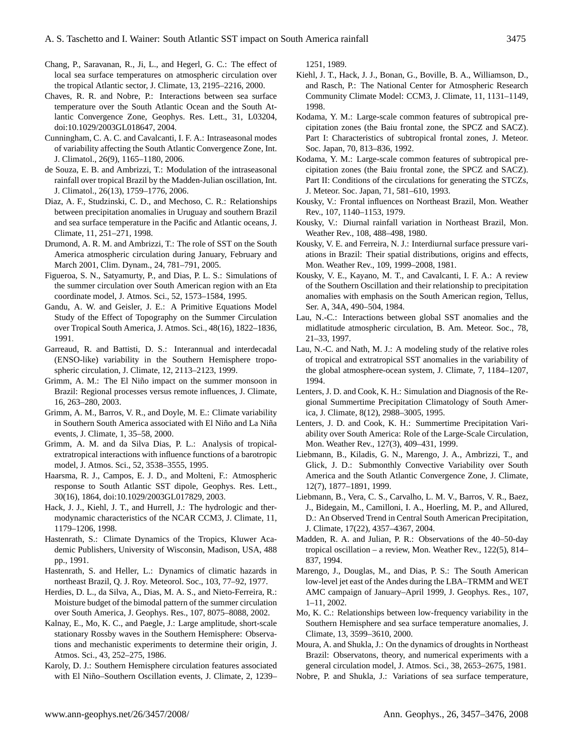Chang, P., Saravanan, R., Ji, L., and Hegerl, G. C.: The effect of local sea surface temperatures on atmospheric circulation over the tropical Atlantic sector, J. Climate, 13, 2195–2216, 2000.

Chaves, R. R. and Nobre, P.: Interactions between sea surface temperature over the South Atlantic Ocean and the South Atlantic Convergence Zone, Geophys. Res. Lett., 31, L03204, doi:10.1029/2003GL018647, 2004.

Cunningham, C. A. C. and Cavalcanti, I. F. A.: Intraseasonal modes of variability affecting the South Atlantic Convergence Zone, Int. J. Climatol., 26(9), 1165–1180, 2006.

de Souza, E. B. and Ambrizzi, T.: Modulation of the intraseasonal rainfall over tropical Brazil by the Madden-Julian oscillation, Int. J. Climatol., 26(13), 1759–1776, 2006.

Diaz, A. F., Studzinski, C. D., and Mechoso, C. R.: Relationships between precipitation anomalies in Uruguay and southern Brazil and sea surface temperature in the Pacific and Atlantic oceans, J. Climate, 11, 251–271, 1998.

Drumond, A. R. M. and Ambrizzi, T.: The role of SST on the South America atmospheric circulation during January, February and March 2001, Clim. Dynam., 24, 781–791, 2005.

Figueroa, S. N., Satyamurty, P., and Dias, P. L. S.: Simulations of the summer circulation over South American region with an Eta coordinate model, J. Atmos. Sci., 52, 1573–1584, 1995.

Gandu, A. W. and Geisler, J. E.: A Primitive Equations Model Study of the Effect of Topography on the Summer Circulation over Tropical South America, J. Atmos. Sci., 48(16), 1822–1836, 1991.

Garreaud, R. and Battisti, D. S.: Interannual and interdecadal (ENSO-like) variability in the Southern Hemisphere tropospheric circulation, J. Climate, 12, 2113–2123, 1999.

Grimm, A. M.: The El Niño impact on the summer monsoon in Brazil: Regional processes versus remote influences, J. Climate, 16, 263–280, 2003.

Grimm, A. M., Barros, V. R., and Doyle, M. E.: Climate variability in Southern South America associated with El Niño and La Niña events, J. Climate, 1, 35–58, 2000.

Grimm, A. M. and da Silva Dias, P. L.: Analysis of tropical-extratropical interactions with influence functions of a barotropic model, J. Atmos. Sci., 52, 3538–3555, 1995.

Haarsma, R. J., Campos, E. J. D., and Molteni, F.: Atmospheric response to South Atlantic SST dipole, Geophys. Res. Lett., 30(16), 1864, doi:10.1029/2003GL017829, 2003.

Hack, J. J., Kiehl, J. T., and Hurrell, J.: The hydrologic and thermodynamic characteristics of the NCAR CCM3, J. Climate, 11, 1179–1206, 1998.

Hastenrath, S.: Climate Dynamics of the Tropics, Kluwer Academic Publishers, University of Wisconsin, Madison, USA, 488 pp., 1991.

Hastenrath, S. and Heller, L.: Dynamics of climatic hazards in northeast Brazil, Q. J. Roy. Meteorol. Soc., 103, 77–92, 1977.

Herdies, D. L., da Silva, A., Dias, M. A. S., and Nieto-Ferreira, R.: Moisture budget of the bimodal pattern of the summer circulation over South America, J. Geophys. Res., 107, 8075–8088, 2002.

Kalnay, E., Mo, K. C., and Paegle, J.: Large amplitude, short-scale stationary Rossby waves in the Southern Hemisphere: Observations and mechanistic experiments to determine their origin, J. Atmos. Sci., 43, 252–275, 1986.

Karoly, D. J.: Southern Hemisphere circulation features associated with El Niño–Southern Oscillation events, J. Climate, 2, 1239–1251, 1989.

Kiehl, J. T., Hack, J. J., Bonan, G., Boville, B. A., Williamson, D., and Rasch, P.: The National Center for Atmospheric Research Community Climate Model: CCM3, J. Climate, 11, 1131–1149, 1998.

Kodama, Y. M.: Large-scale common features of subtropical precipitation zones (the Baiu frontal zone, the SPCZ and SACZ). Part I: Characteristics of subtropical frontal zones, J. Meteor. Soc. Japan, 70, 813–836, 1992.

Kodama, Y. M.: Large-scale common features of subtropical precipitation zones (the Baiu frontal zone, the SPCZ and SACZ). Part II: Conditions of the circulations for generating the STCZs, J. Meteor. Soc. Japan, 71, 581–610, 1993.

Kousky, V.: Frontal influences on Northeast Brazil, Mon. Weather Rev., 107, 1140–1153, 1979.

Kousky, V.: Diurnal rainfall variation in Northeast Brazil, Mon. Weather Rev., 108, 488–498, 1980.

Kousky, V. E. and Ferreira, N. J.: Interdiurnal surface pressure variations in Brazil: Their spatial distributions, origins and effects, Mon. Weather Rev., 109, 1999–2008, 1981.

Kousky, V. E., Kayano, M. T., and Cavalcanti, I. F. A.: A review of the Southern Oscillation and their relationship to precipitation anomalies with emphasis on the South American region, Tellus, Ser. A, 34A, 490–504, 1984.

Lau, N.-C.: Interactions between global SST anomalies and the midlatitude atmospheric circulation, B. Am. Meteor. Soc., 78, 21–33, 1997.

Lau, N.-C. and Nath, M. J.: A modeling study of the relative roles of tropical and extratropical SST anomalies in the variability of the global atmosphere-ocean system, J. Climate, 7, 1184–1207, 1994.

Lenters, J. D. and Cook, K. H.: Simulation and Diagnosis of the Regional Summertime Precipitation Climatology of South America, J. Climate, 8(12), 2988–3005, 1995.

Lenters, J. D. and Cook, K. H.: Summertime Precipitation Variability over South America: Role of the Large-Scale Circulation, Mon. Weather Rev., 127(3), 409–431, 1999.

Liebmann, B., Kiladis, G. N., Marengo, J. A., Ambrizzi, T., and Glick, J. D.: Submonthly Convective Variability over South America and the South Atlantic Convergence Zone, J. Climate, 12(7), 1877–1891, 1999.

Liebmann, B., Vera, C. S., Carvalho, L. M. V., Barros, V. R., Baez, J., Bidegain, M., Camilloni, I. A., Hoerling, M. P., and Allured, D.: An Observed Trend in Central South American Precipitation, J. Climate, 17(22), 4357–4367, 2004.

Madden, R. A. and Julian, P. R.: Observations of the 40–50-day tropical oscillation – a review, Mon. Weather Rev., 122(5), 814–837, 1994.

Marengo, J., Douglas, M., and Dias, P. S.: The South American low-level jet east of the Andes during the LBA–TRMM and WET AMC campaign of January–April 1999, J. Geophys. Res., 107, 1–11, 2002.

Mo, K. C.: Relationships between low-frequency variability in the Southern Hemisphere and sea surface temperature anomalies, J. Climate, 13, 3599–3610, 2000.

Moura, A. and Shukla, J.: On the dynamics of droughts in Northeast Brazil: Observatons, theory, and numerical experiments with a general circulation model, J. Atmos. Sci., 38, 2653–2675, 1981.

Nobre, P. and Shukla, J.: Variations of sea surface temperature,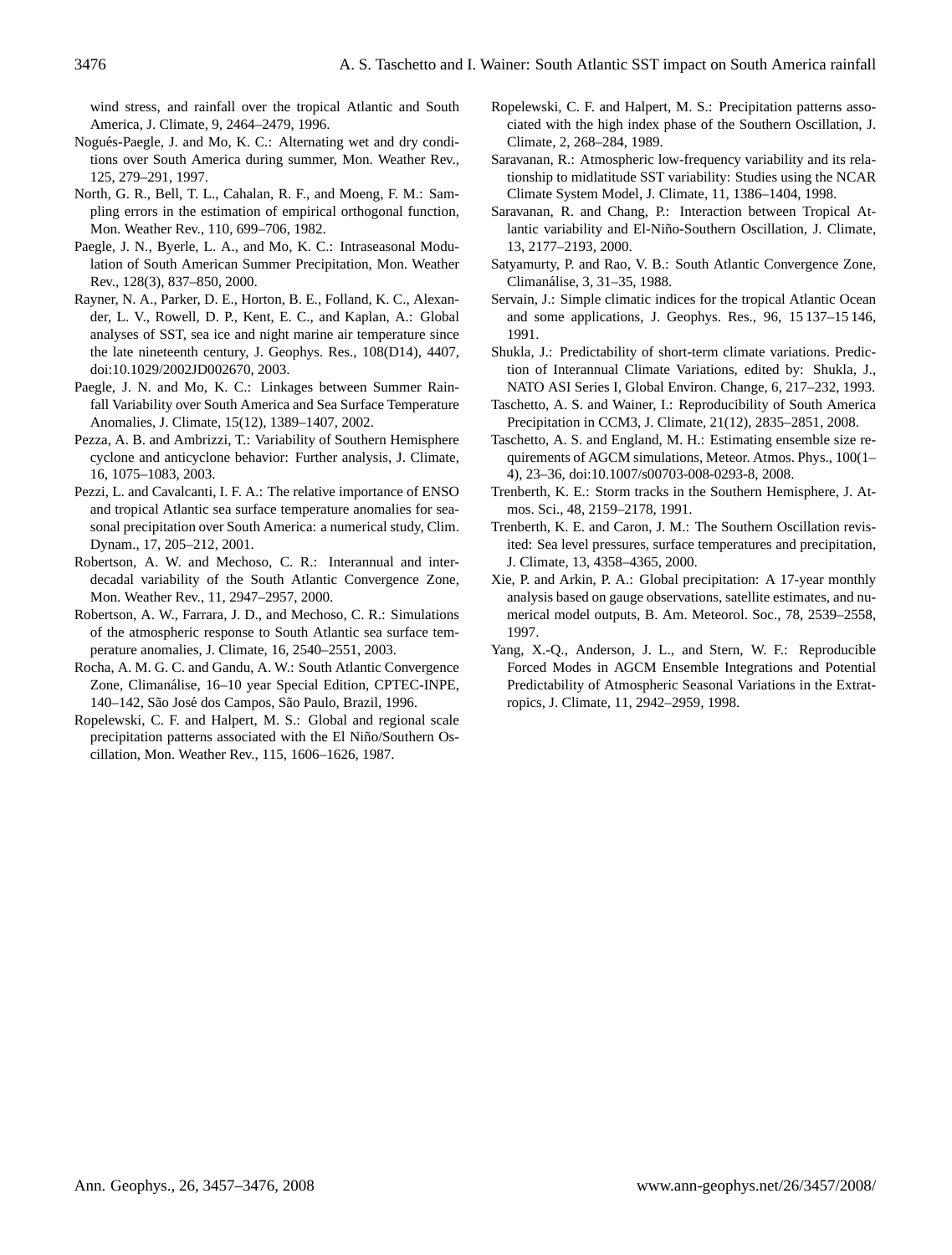wind stress, and rainfall over the tropical Atlantic and South America, J. Climate, 9, 2464–2479, 1996.

Nogués-Paegle, J. and Mo, K. C.: Alternating wet and dry conditions over South America during summer, Mon. Weather Rev., 125, 279–291, 1997.

North, G. R., Bell, T. L., Cahalan, R. F., and Moeng, F. M.: Sampling errors in the estimation of empirical orthogonal function, Mon. Weather Rev., 110, 699–706, 1982.

Paegle, J. N., Byerle, L. A., and Mo, K. C.: Intraseasonal Modulation of South American Summer Precipitation, Mon. Weather Rev., 128(3), 837–850, 2000.

Rayner, N. A., Parker, D. E., Horton, B. E., Folland, K. C., Alexander, L. V., Rowell, D. P., Kent, E. C., and Kaplan, A.: Global analyses of SST, sea ice and night marine air temperature since the late nineteenth century, J. Geophys. Res., 108(D14), 4407, doi:10.1029/2002JD002670, 2003.

Paegle, J. N. and Mo, K. C.: Linkages between Summer Rainfall Variability over South America and Sea Surface Temperature Anomalies, J. Climate, 15(12), 1389–1407, 2002.

Pezza, A. B. and Ambrizzi, T.: Variability of Southern Hemisphere cyclone and anticyclone behavior: Further analysis, J. Climate, 16, 1075–1083, 2003.

Pezzi, L. and Cavalcanti, I. F. A.: The relative importance of ENSO and tropical Atlantic sea surface temperature anomalies for seasonal precipitation over South America: a numerical study, Clim. Dynam., 17, 205–212, 2001.

Robertson, A. W. and Mechoso, C. R.: Interannual and interdecadal variability of the South Atlantic Convergence Zone, Mon. Weather Rev., 11, 2947–2957, 2000.

Robertson, A. W., Farrara, J. D., and Mechoso, C. R.: Simulations of the atmospheric response to South Atlantic sea surface temperature anomalies, J. Climate, 16, 2540–2551, 2003.

Rocha, A. M. G. C. and Gandu, A. W.: South Atlantic Convergence Zone, Climanálise, 16–10 year Special Edition, CPTEC-INPE, 140–142, São José dos Campos, São Paulo, Brazil, 1996.

Ropelewski, C. F. and Halpert, M. S.: Global and regional scale precipitation patterns associated with the El Niño/Southern Oscillation, Mon. Weather Rev., 115, 1606–1626, 1987.

Ropelewski, C. F. and Halpert, M. S.: Precipitation patterns associated with the high index phase of the Southern Oscillation, J. Climate, 2, 268–284, 1989.

Saravanan, R.: Atmospheric low-frequency variability and its relationship to midlatitude SST variability: Studies using the NCAR Climate System Model, J. Climate, 11, 1386–1404, 1998.

Saravanan, R. and Chang, P.: Interaction between Tropical Atlantic variability and El-Niño-Southern Oscillation, J. Climate, 13, 2177–2193, 2000.

Satyamurty, P. and Rao, V. B.: South Atlantic Convergence Zone, Climanálise, 3, 31–35, 1988.

Servain, J.: Simple climatic indices for the tropical Atlantic Ocean and some applications, J. Geophys. Res., 96, 15 137–15 146, 1991.

Shukla, J.: Predictability of short-term climate variations. Prediction of Interannual Climate Variations, edited by: Shukla, J., NATO ASI Series I, Global Environ. Change, 6, 217–232, 1993.

Taschetto, A. S. and Wainer, I.: Reproducibility of South America Precipitation in CCM3, J. Climate, 21(12), 2835–2851, 2008.

Taschetto, A. S. and England, M. H.: Estimating ensemble size requirements of AGCM simulations, Meteor. Atmos. Phys., 100(1–4), 23–36, doi:10.1007/s00703-008-0293-8, 2008.

Trenberth, K. E.: Storm tracks in the Southern Hemisphere, J. Atmos. Sci., 48, 2159–2178, 1991.

Trenberth, K. E. and Caron, J. M.: The Southern Oscillation revisited: Sea level pressures, surface temperatures and precipitation, J. Climate, 13, 4358–4365, 2000.

Xie, P. and Arkin, P. A.: Global precipitation: A 17-year monthly analysis based on gauge observations, satellite estimates, and numerical model outputs, B. Am. Meteorol. Soc., 78, 2539–2558, 1997.

Yang, X.-Q., Anderson, J. L., and Stern, W. F.: Reproducible Forced Modes in AGCM Ensemble Integrations and Potential Predictability of Atmospheric Seasonal Variations in the Extratropics, J. Climate, 11, 2942–2959, 1998.